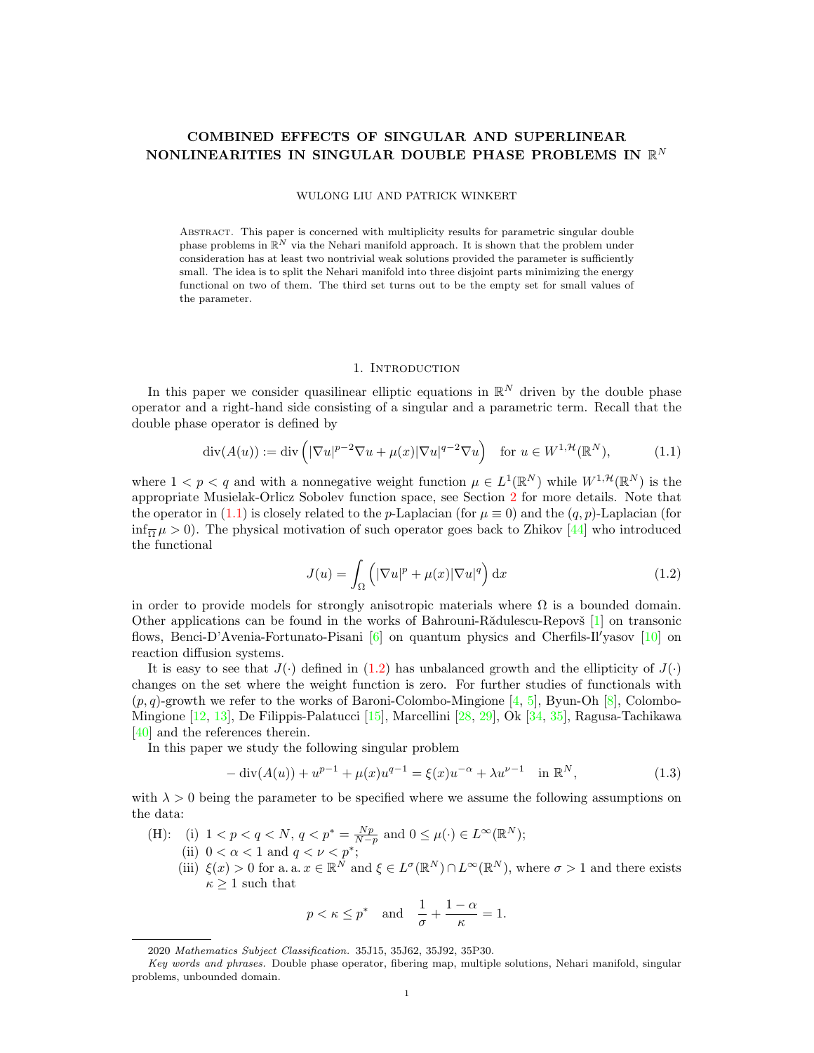# COMBINED EFFECTS OF SINGULAR AND SUPERLINEAR NONLINEARITIES IN SINGULAR DOUBLE PHASE PROBLEMS IN $\mathbb{R}^N$

WULONG LIU AND PATRICK WINKERT

Abstract. This paper is concerned with multiplicity results for parametric singular double phase problems in $\mathbb{R}^N$ via the Nehari manifold approach. It is shown that the problem under consideration has at least two nontrivial weak solutions provided the parameter is sufficiently small. The idea is to split the Nehari manifold into three disjoint parts minimizing the energy functional on two of them. The third set turns out to be the empty set for small values of the parameter.

## 1. Introduction

In this paper we consider quasilinear elliptic equations in $\mathbb{R}^N$ driven by the double phase operator and a right-hand side consisting of a singular and a parametric term. Recall that the double phase operator is defined by

$$\operatorname{div}(A(u)) := \operatorname{div}\left(|\nabla u|^{p-2}\nabla u + \mu(x)|\nabla u|^{q-2}\nabla u\right) \quad \text{for } u \in W^{1,\mathcal{H}}(\mathbb{R}^N), \tag{1.1}$$

where $1 < p < q$ and with a nonnegative weight function $\mu \in L^1(\mathbb{R}^N)$ while $W^{1,\mathcal{H}}(\mathbb{R}^N)$ is the appropriate Musielak-Orlicz Sobolev function space, see Section 2 for more details. Note that the operator in (1.1) is closely related to the $p$-Laplacian (for $\mu \equiv 0$) and the $(q,p)$-Laplacian (for $\inf_{\overline{\Omega}} \mu > 0$). The physical motivation of such operator goes back to Zhikov [44] who introduced the functional

$$J(u) = \int_\Omega \left(|\nabla u|^p + \mu(x)|\nabla u|^q\right) \mathrm{d}x \tag{1.2}$$

in order to provide models for strongly anisotropic materials where $\Omega$ is a bounded domain. Other applications can be found in the works of Bahrouni-Rădulescu-Repovš [1] on transonic flows, Benci-D'Avenia-Fortunato-Pisani [6] on quantum physics and Cherfils-Il′yasov [10] on reaction diffusion systems.

It is easy to see that $J(\cdot)$ defined in (1.2) has unbalanced growth and the ellipticity of $J(\cdot)$ changes on the set where the weight function is zero. For further studies of functionals with $(p,q)$-growth we refer to the works of Baroni-Colombo-Mingione [4, 5], Byun-Oh [8], Colombo-Mingione [12, 13], De Filippis-Palatucci [15], Marcellini [28, 29], Ok [34, 35], Ragusa-Tachikawa [40] and the references therein.

In this paper we study the following singular problem

$$-\operatorname{div}(A(u)) + u^{p-1} + \mu(x)u^{q-1} = \xi(x)u^{-\alpha} + \lambda u^{\nu-1} \quad \text{in } \mathbb{R}^N, \tag{1.3}$$

with $\lambda > 0$ being the parameter to be specified where we assume the following assumptions on the data:

(H): (i) $1 < p < q < N$, $q < p^* = \frac{Np}{N-p}$ and $0 \le \mu(\cdot) \in L^\infty(\mathbb{R}^N)$;

(ii) $0 < \alpha < 1$ and $q < \nu < p^*$;

(iii) $\xi(x) > 0$ for a. a. $x \in \mathbb{R}^N$ and $\xi \in L^\sigma(\mathbb{R}^N) \cap L^\infty(\mathbb{R}^N)$, where $\sigma > 1$ and there exists $\kappa \ge 1$ such that

$$p < \kappa \le p^* \quad \text{and} \quad \frac{1}{\sigma} + \frac{1-\alpha}{\kappa} = 1.$$

2020 *Mathematics Subject Classification.* 35J15, 35J62, 35J92, 35P30.

*Key words and phrases.* Double phase operator, fibering map, multiple solutions, Nehari manifold, singular problems, unbounded domain.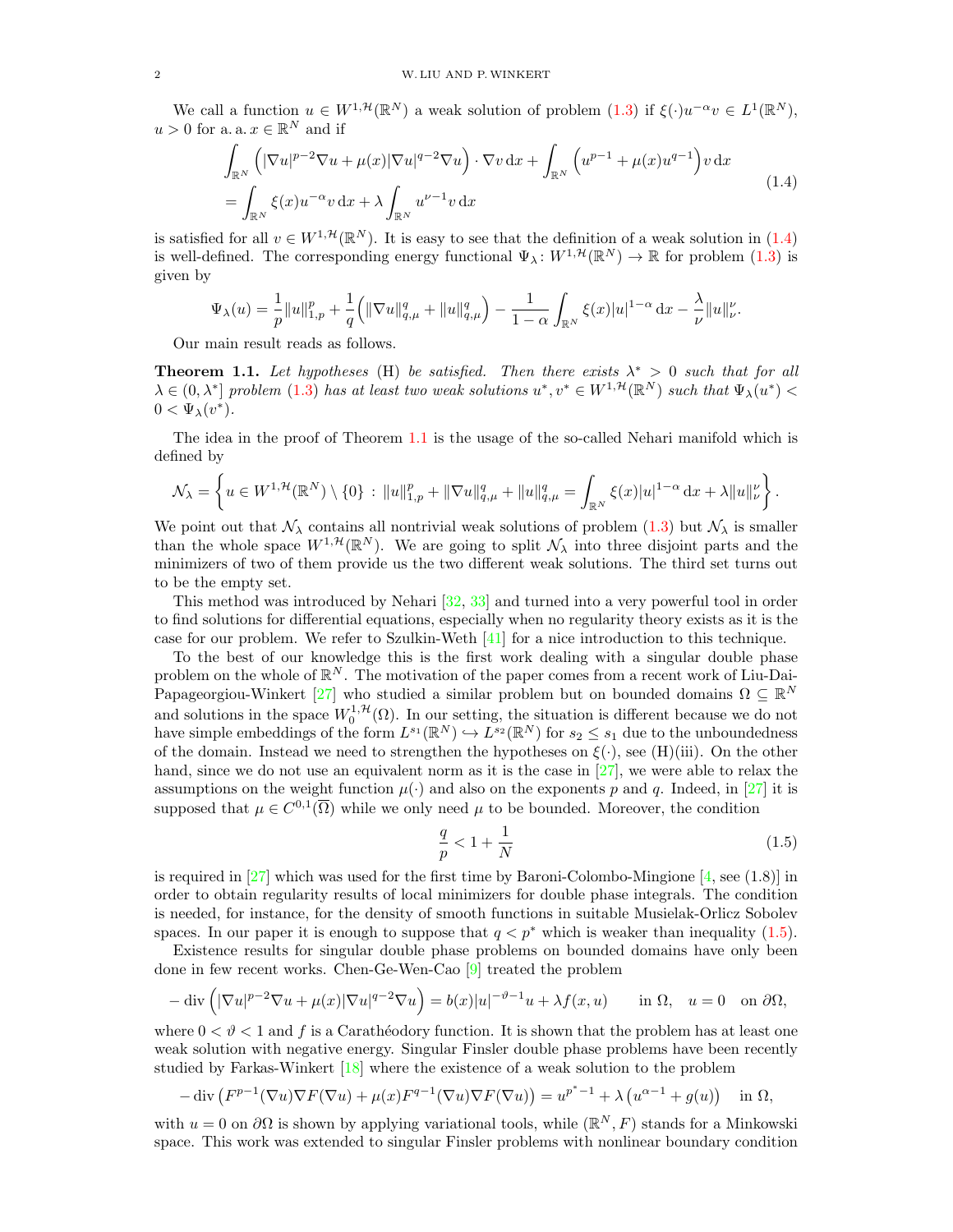We call a function $u \in W^{1,\mathcal{H}}(\mathbb{R}^N)$ a weak solution of problem (1.3) if $\xi(\cdot)u^{-\alpha}v \in L^1(\mathbb{R}^N)$, $u > 0$ for a. a. $x \in \mathbb{R}^N$ and if

$$
\begin{aligned}
&\int_{\mathbb{R}^N} \left(|\nabla u|^{p-2}\nabla u + \mu(x)|\nabla u|^{q-2}\nabla u\right) \cdot \nabla v \,\mathrm{d}x + \int_{\mathbb{R}^N} \left(u^{p-1} + \mu(x) u^{q-1}\right) v \,\mathrm{d}x \\
&= \int_{\mathbb{R}^N} \xi(x) u^{-\alpha} v \,\mathrm{d}x + \lambda \int_{\mathbb{R}^N} u^{\nu-1} v \,\mathrm{d}x
\end{aligned}
\tag{1.4}
$$

is satisfied for all $v \in W^{1,\mathcal{H}}(\mathbb{R}^N)$. It is easy to see that the definition of a weak solution in (1.4) is well-defined. The corresponding energy functional $\Psi_\lambda \colon W^{1,\mathcal{H}}(\mathbb{R}^N) \to \mathbb{R}$ for problem (1.3) is given by

$$
\Psi_\lambda(u) = \frac{1}{p}\|u\|_{1,p}^p + \frac{1}{q}\left(\|\nabla u\|_{q,\mu}^q + \|u\|_{q,\mu}^q\right) - \frac{1}{1-\alpha}\int_{\mathbb{R}^N} \xi(x)|u|^{1-\alpha}\,\mathrm{d}x - \frac{\lambda}{\nu}\|u\|_\nu^\nu.
$$

Our main result reads as follows.

**Theorem 1.1.** *Let hypotheses* (H) *be satisfied. Then there exists $\lambda^* > 0$ such that for all $\lambda \in (0, \lambda^*]$ problem* (1.3) *has at least two weak solutions $u^*, v^* \in W^{1,\mathcal{H}}(\mathbb{R}^N)$ such that $\Psi_\lambda(u^*) < 0 < \Psi_\lambda(v^*)$.*

The idea in the proof of Theorem 1.1 is the usage of the so-called Nehari manifold which is defined by

$$
\mathcal{N}_\lambda = \left\{ u \in W^{1,\mathcal{H}}(\mathbb{R}^N) \setminus \{0\} \,:\, \|u\|_{1,p}^p + \|\nabla u\|_{q,\mu}^q + \|u\|_{q,\mu}^q = \int_{\mathbb{R}^N} \xi(x)|u|^{1-\alpha}\,\mathrm{d}x + \lambda\|u\|_\nu^\nu \right\}.
$$

We point out that $\mathcal{N}_\lambda$ contains all nontrivial weak solutions of problem (1.3) but $\mathcal{N}_\lambda$ is smaller than the whole space $W^{1,\mathcal{H}}(\mathbb{R}^N)$. We are going to split $\mathcal{N}_\lambda$ into three disjoint parts and the minimizers of two of them provide us the two different weak solutions. The third set turns out to be the empty set.

This method was introduced by Nehari [32, 33] and turned into a very powerful tool in order to find solutions for differential equations, especially when no regularity theory exists as it is the case for our problem. We refer to Szulkin-Weth [41] for a nice introduction to this technique.

To the best of our knowledge this is the first work dealing with a singular double phase problem on the whole of $\mathbb{R}^N$. The motivation of the paper comes from a recent work of Liu-Dai-Papageorgiou-Winkert [27] who studied a similar problem but on bounded domains $\Omega \subseteq \mathbb{R}^N$ and solutions in the space $W_0^{1,\mathcal{H}}(\Omega)$. In our setting, the situation is different because we do not have simple embeddings of the form $L^{s_1}(\mathbb{R}^N) \hookrightarrow L^{s_2}(\mathbb{R}^N)$ for $s_2 \leq s_1$ due to the unboundedness of the domain. Instead we need to strengthen the hypotheses on $\xi(\cdot)$, see (H)(iii). On the other hand, since we do not use an equivalent norm as it is the case in [27], we were able to relax the assumptions on the weight function $\mu(\cdot)$ and also on the exponents $p$ and $q$. Indeed, in [27] it is supposed that $\mu \in C^{0,1}(\overline{\Omega})$ while we only need $\mu$ to be bounded. Moreover, the condition

$$
\frac{q}{p} < 1 + \frac{1}{N} \tag{1.5}
$$

is required in [27] which was used for the first time by Baroni-Colombo-Mingione [4, see (1.8)] in order to obtain regularity results of local minimizers for double phase integrals. The condition is needed, for instance, for the density of smooth functions in suitable Musielak-Orlicz Sobolev spaces. In our paper it is enough to suppose that $q < p^*$ which is weaker than inequality (1.5).

Existence results for singular double phase problems on bounded domains have only been done in few recent works. Chen-Ge-Wen-Cao [9] treated the problem

$$
-\operatorname{div}\left(|\nabla u|^{p-2}\nabla u + \mu(x)|\nabla u|^{q-2}\nabla u\right) = b(x)|u|^{-\vartheta-1}u + \lambda f(x,u) \qquad \text{in } \Omega, \quad u = 0 \quad \text{on } \partial\Omega,
$$

where $0 < \vartheta < 1$ and $f$ is a Carathéodory function. It is shown that the problem has at least one weak solution with negative energy. Singular Finsler double phase problems have been recently studied by Farkas-Winkert [18] where the existence of a weak solution to the problem

$$
-\operatorname{div}\left(F^{p-1}(\nabla u)\nabla F(\nabla u) + \mu(x)F^{q-1}(\nabla u)\nabla F(\nabla u)\right) = u^{p^*-1} + \lambda\left(u^{\alpha-1} + g(u)\right) \quad \text{in } \Omega,
$$

with $u = 0$ on $\partial\Omega$ is shown by applying variational tools, while $(\mathbb{R}^N, F)$ stands for a Minkowski space. This work was extended to singular Finsler problems with nonlinear boundary condition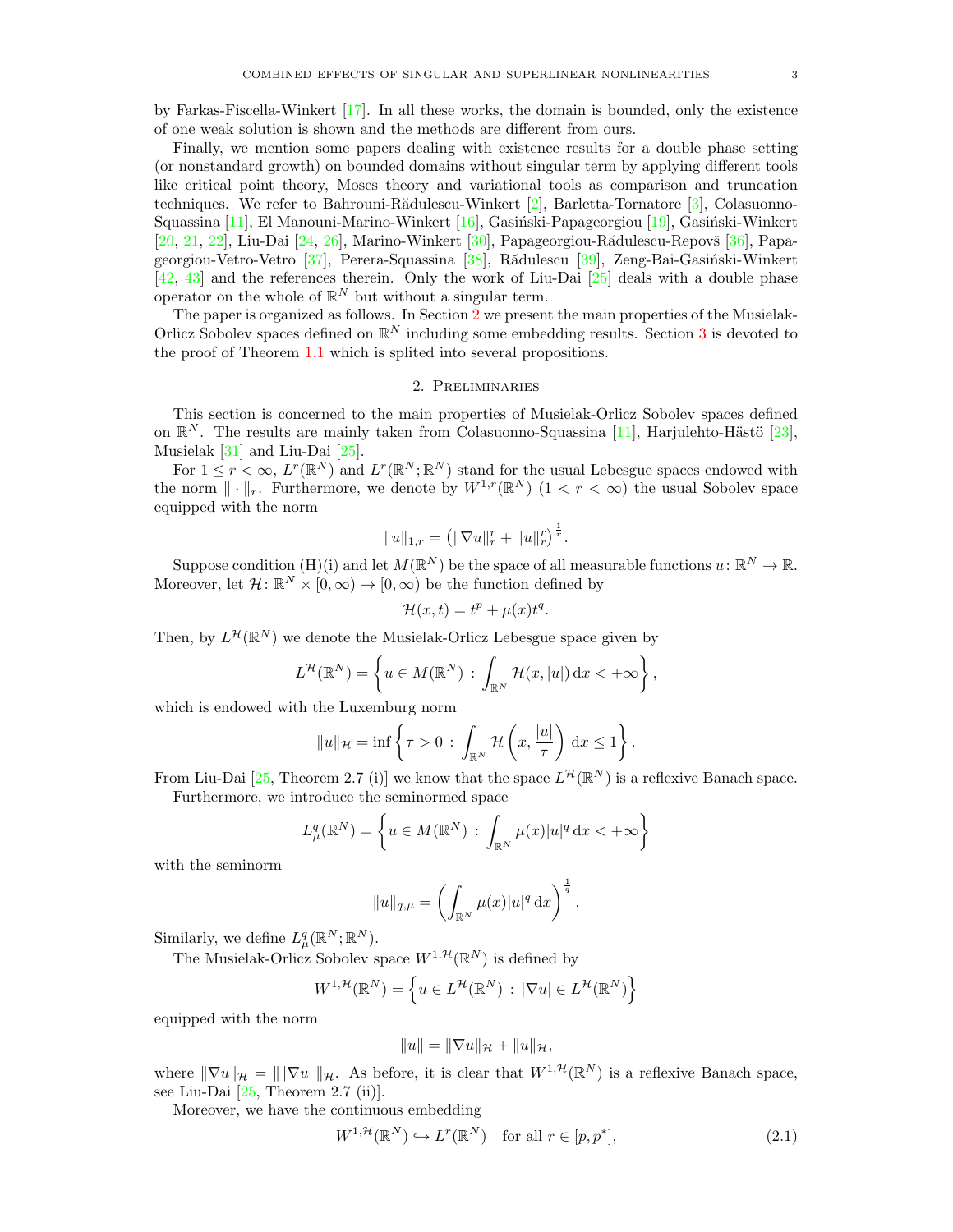by Farkas-Fiscella-Winkert [17]. In all these works, the domain is bounded, only the existence of one weak solution is shown and the methods are different from ours.

Finally, we mention some papers dealing with existence results for a double phase setting (or nonstandard growth) on bounded domains without singular term by applying different tools like critical point theory, Moses theory and variational tools as comparison and truncation techniques. We refer to Bahrouni-Rădulescu-Winkert [2], Barletta-Tornatore [3], Colasuonno-Squassina [11], El Manouni-Marino-Winkert [16], Gasiński-Papageorgiou [19], Gasiński-Winkert [20, 21, 22], Liu-Dai [24, 26], Marino-Winkert [30], Papageorgiou-Rădulescu-Repovš [36], Papageorgiou-Vetro-Vetro [37], Perera-Squassina [38], Rădulescu [39], Zeng-Bai-Gasiński-Winkert [42, 43] and the references therein. Only the work of Liu-Dai [25] deals with a double phase operator on the whole of $\mathbb{R}^N$ but without a singular term.

The paper is organized as follows. In Section 2 we present the main properties of the Musielak-Orlicz Sobolev spaces defined on $\mathbb{R}^N$ including some embedding results. Section 3 is devoted to the proof of Theorem 1.1 which is splited into several propositions.

## 2. Preliminaries

This section is concerned to the main properties of Musielak-Orlicz Sobolev spaces defined on $\mathbb{R}^N$. The results are mainly taken from Colasuonno-Squassina [11], Harjulehto-Hästö [23], Musielak [31] and Liu-Dai [25].

For $1 \leq r < \infty$, $L^r(\mathbb{R}^N)$ and $L^r(\mathbb{R}^N;\mathbb{R}^N)$ stand for the usual Lebesgue spaces endowed with the norm $\|\cdot\|_r$. Furthermore, we denote by $W^{1,r}(\mathbb{R}^N)$ $(1 < r < \infty)$ the usual Sobolev space equipped with the norm

$$\|u\|_{1,r} = \left(\|\nabla u\|_r^r + \|u\|_r^r\right)^{\frac{1}{r}}.$$

Suppose condition (H)(i) and let $M(\mathbb{R}^N)$ be the space of all measurable functions $u\colon \mathbb{R}^N \to \mathbb{R}$. Moreover, let $\mathcal{H}\colon \mathbb{R}^N \times [0,\infty) \to [0,\infty)$ be the function defined by

$$\mathcal{H}(x,t) = t^p + \mu(x)t^q.$$

Then, by $L^{\mathcal{H}}(\mathbb{R}^N)$ we denote the Musielak-Orlicz Lebesgue space given by

$$L^{\mathcal{H}}(\mathbb{R}^N) = \left\{u \in M(\mathbb{R}^N) \,:\, \int_{\mathbb{R}^N} \mathcal{H}(x,|u|)\,\mathrm{d}x < +\infty\right\},$$

which is endowed with the Luxemburg norm

$$\|u\|_{\mathcal{H}} = \inf\left\{\tau > 0 \,:\, \int_{\mathbb{R}^N} \mathcal{H}\left(x, \frac{|u|}{\tau}\right)\,\mathrm{d}x \leq 1\right\}.$$

From Liu-Dai [25, Theorem 2.7 (i)] we know that the space $L^{\mathcal{H}}(\mathbb{R}^N)$ is a reflexive Banach space.

Furthermore, we introduce the seminormed space

$$L^q_\mu(\mathbb{R}^N) = \left\{u \in M(\mathbb{R}^N) \,:\, \int_{\mathbb{R}^N} \mu(x)|u|^q\,\mathrm{d}x < +\infty\right\}$$

with the seminorm

$$\|u\|_{q,\mu} = \left(\int_{\mathbb{R}^N} \mu(x)|u|^q\,\mathrm{d}x\right)^{\frac{1}{q}}.$$

Similarly, we define $L^q_\mu(\mathbb{R}^N;\mathbb{R}^N)$.

The Musielak-Orlicz Sobolev space $W^{1,\mathcal{H}}(\mathbb{R}^N)$ is defined by

$$W^{1,\mathcal{H}}(\mathbb{R}^N) = \left\{u \in L^{\mathcal{H}}(\mathbb{R}^N) \,:\, |\nabla u| \in L^{\mathcal{H}}(\mathbb{R}^N)\right\}$$

equipped with the norm

$$\|u\| = \|\nabla u\|_{\mathcal{H}} + \|u\|_{\mathcal{H}},$$

where $\|\nabla u\|_{\mathcal{H}} = \|\,|\nabla u|\,\|_{\mathcal{H}}$. As before, it is clear that $W^{1,\mathcal{H}}(\mathbb{R}^N)$ is a reflexive Banach space, see Liu-Dai [25, Theorem 2.7 (ii)].

Moreover, we have the continuous embedding

$$W^{1,\mathcal{H}}(\mathbb{R}^N) \hookrightarrow L^r(\mathbb{R}^N) \quad \text{for all } r \in [p,p^*], \tag{2.1}$$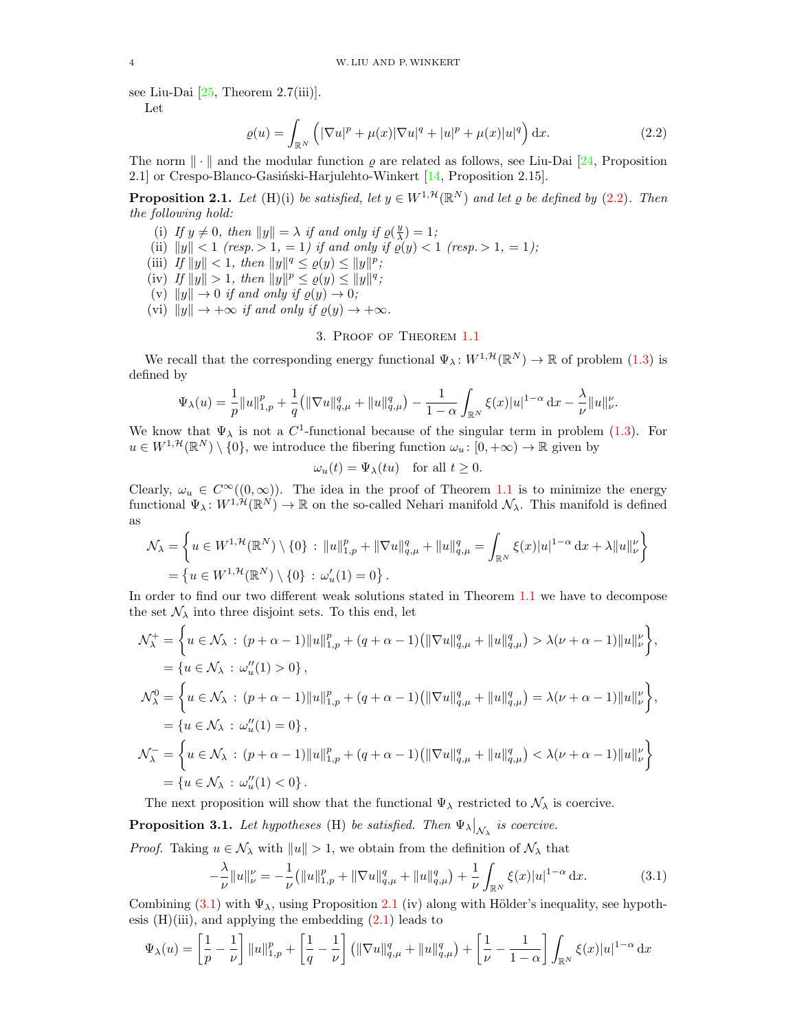see Liu-Dai [25, Theorem 2.7(iii)].

Let

$$\varrho(u) = \int_{\mathbb{R}^N} \left( |\nabla u|^p + \mu(x)|\nabla u|^q + |u|^p + \mu(x)|u|^q \right) \mathrm{d}x. \tag{2.2}$$

The norm $\|\cdot\|$ and the modular function $\varrho$ are related as follows, see Liu-Dai [24, Proposition 2.1] or Crespo-Blanco-Gasiński-Harjulehto-Winkert [14, Proposition 2.15].

**Proposition 2.1.** *Let* (H)(i) *be satisfied, let $y \in W^{1,\mathcal{H}}(\mathbb{R}^N)$ and let $\varrho$ be defined by* (2.2)*. Then the following hold:*

(i) *If $y \neq 0$, then $\|y\| = \lambda$ if and only if $\varrho(\frac{y}{\lambda}) = 1$;*
(ii) *$\|y\| < 1$ (resp. $> 1$, $= 1$) if and only if $\varrho(y) < 1$ (resp. $> 1$, $= 1$);*
(iii) *If $\|y\| < 1$, then $\|y\|^q \leq \varrho(y) \leq \|y\|^p$;*
(iv) *If $\|y\| > 1$, then $\|y\|^p \leq \varrho(y) \leq \|y\|^q$;*
(v) *$\|y\| \to 0$ if and only if $\varrho(y) \to 0$;*
(vi) *$\|y\| \to +\infty$ if and only if $\varrho(y) \to +\infty$.*

## 3. Proof of Theorem 1.1

We recall that the corresponding energy functional $\Psi_\lambda \colon W^{1,\mathcal{H}}(\mathbb{R}^N) \to \mathbb{R}$ of problem (1.3) is defined by

$$\Psi_\lambda(u) = \frac{1}{p}\|u\|_{1,p}^p + \frac{1}{q}\left(\|\nabla u\|_{q,\mu}^q + \|u\|_{q,\mu}^q\right) - \frac{1}{1-\alpha}\int_{\mathbb{R}^N} \xi(x)|u|^{1-\alpha}\,\mathrm{d}x - \frac{\lambda}{\nu}\|u\|_\nu^\nu.$$

We know that $\Psi_\lambda$ is not a $C^1$-functional because of the singular term in problem (1.3). For $u \in W^{1,\mathcal{H}}(\mathbb{R}^N) \setminus \{0\}$, we introduce the fibering function $\omega_u \colon [0,+\infty) \to \mathbb{R}$ given by

$$\omega_u(t) = \Psi_\lambda(tu) \quad \text{for all } t \geq 0.$$

Clearly, $\omega_u \in C^\infty((0,\infty))$. The idea in the proof of Theorem 1.1 is to minimize the energy functional $\Psi_\lambda \colon W^{1,\mathcal{H}}(\mathbb{R}^N) \to \mathbb{R}$ on the so-called Nehari manifold $\mathcal{N}_\lambda$. This manifold is defined as

$$\begin{aligned}
\mathcal{N}_\lambda &= \left\{ u \in W^{1,\mathcal{H}}(\mathbb{R}^N) \setminus \{0\} \,:\, \|u\|_{1,p}^p + \|\nabla u\|_{q,\mu}^q + \|u\|_{q,\mu}^q = \int_{\mathbb{R}^N} \xi(x)|u|^{1-\alpha}\,\mathrm{d}x + \lambda\|u\|_\nu^\nu \right\} \\
&= \left\{ u \in W^{1,\mathcal{H}}(\mathbb{R}^N) \setminus \{0\} \,:\, \omega_u'(1) = 0 \right\}.
\end{aligned}$$

In order to find our two different weak solutions stated in Theorem 1.1 we have to decompose the set $\mathcal{N}_\lambda$ into three disjoint sets. To this end, let

$$\begin{aligned}
\mathcal{N}_\lambda^+ &= \left\{ u \in \mathcal{N}_\lambda \,:\, (p+\alpha-1)\|u\|_{1,p}^p + (q+\alpha-1)\left(\|\nabla u\|_{q,\mu}^q + \|u\|_{q,\mu}^q\right) > \lambda(\nu+\alpha-1)\|u\|_\nu^\nu \right\}, \\
&= \left\{ u \in \mathcal{N}_\lambda \,:\, \omega_u''(1) > 0 \right\}, \\
\mathcal{N}_\lambda^0 &= \left\{ u \in \mathcal{N}_\lambda \,:\, (p+\alpha-1)\|u\|_{1,p}^p + (q+\alpha-1)\left(\|\nabla u\|_{q,\mu}^q + \|u\|_{q,\mu}^q\right) = \lambda(\nu+\alpha-1)\|u\|_\nu^\nu \right\}, \\
&= \left\{ u \in \mathcal{N}_\lambda \,:\, \omega_u''(1) = 0 \right\}, \\
\mathcal{N}_\lambda^- &= \left\{ u \in \mathcal{N}_\lambda \,:\, (p+\alpha-1)\|u\|_{1,p}^p + (q+\alpha-1)\left(\|\nabla u\|_{q,\mu}^q + \|u\|_{q,\mu}^q\right) < \lambda(\nu+\alpha-1)\|u\|_\nu^\nu \right\} \\
&= \left\{ u \in \mathcal{N}_\lambda \,:\, \omega_u''(1) < 0 \right\}.
\end{aligned}$$

The next proposition will show that the functional $\Psi_\lambda$ restricted to $\mathcal{N}_\lambda$ is coercive.

**Proposition 3.1.** *Let hypotheses* (H) *be satisfied. Then $\Psi_\lambda\big|_{\mathcal{N}_\lambda}$ is coercive.*

*Proof.* Taking $u \in \mathcal{N}_\lambda$ with $\|u\| > 1$, we obtain from the definition of $\mathcal{N}_\lambda$ that

$$-\frac{\lambda}{\nu}\|u\|_\nu^\nu = -\frac{1}{\nu}\left(\|u\|_{1,p}^p + \|\nabla u\|_{q,\mu}^q + \|u\|_{q,\mu}^q\right) + \frac{1}{\nu}\int_{\mathbb{R}^N} \xi(x)|u|^{1-\alpha}\,\mathrm{d}x. \tag{3.1}$$

Combining (3.1) with $\Psi_\lambda$, using Proposition 2.1 (iv) along with Hölder's inequality, see hypothesis (H)(iii), and applying the embedding (2.1) leads to

$$\Psi_\lambda(u) = \left[\frac{1}{p} - \frac{1}{\nu}\right]\|u\|_{1,p}^p + \left[\frac{1}{q} - \frac{1}{\nu}\right]\left(\|\nabla u\|_{q,\mu}^q + \|u\|_{q,\mu}^q\right) + \left[\frac{1}{\nu} - \frac{1}{1-\alpha}\right]\int_{\mathbb{R}^N} \xi(x)|u|^{1-\alpha}\,\mathrm{d}x$$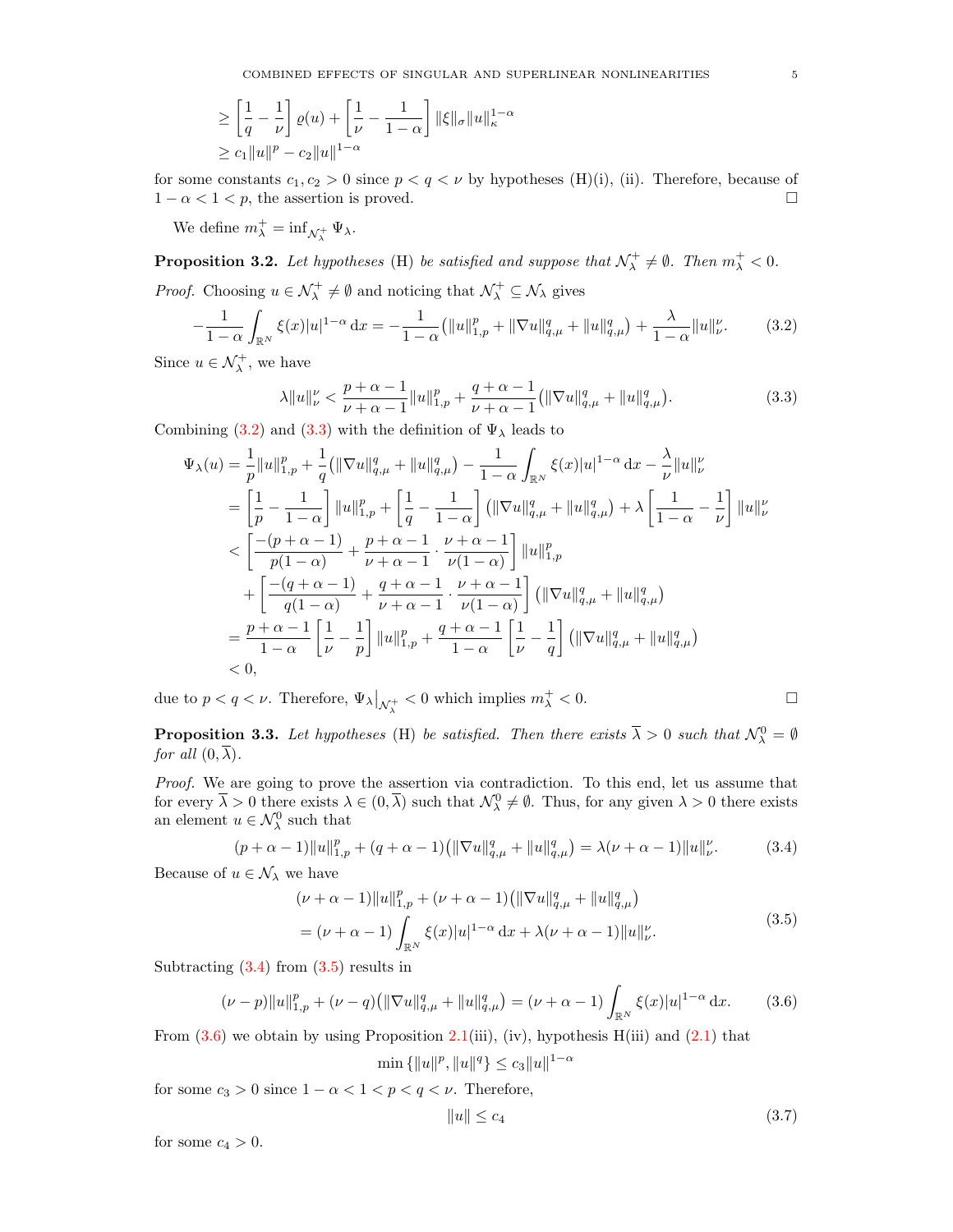$$
\begin{aligned}
&\geq \left[\frac{1}{q}-\frac{1}{\nu}\right]\varrho(u)+\left[\frac{1}{\nu}-\frac{1}{1-\alpha}\right]\|\xi\|_{\sigma}\|u\|_{\kappa}^{1-\alpha}\\
&\geq c_1\|u\|^p-c_2\|u\|^{1-\alpha}
\end{aligned}
$$

for some constants $c_1, c_2 > 0$ since $p < q < \nu$ by hypotheses (H)(i), (ii). Therefore, because of $1-\alpha < 1 < p$, the assertion is proved. ☐

We define $m_\lambda^+ = \inf_{\mathcal{N}_\lambda^+} \Psi_\lambda$.

**Proposition 3.2.** *Let hypotheses* (H) *be satisfied and suppose that* $\mathcal{N}_\lambda^+ \neq \emptyset$. *Then* $m_\lambda^+ < 0$.

*Proof.* Choosing $u \in \mathcal{N}_\lambda^+ \neq \emptyset$ and noticing that $\mathcal{N}_\lambda^+ \subseteq \mathcal{N}_\lambda$ gives

$$
-\frac{1}{1-\alpha}\int_{\mathbb{R}^N}\xi(x)|u|^{1-\alpha}\,\mathrm{d}x=-\frac{1}{1-\alpha}\big(\|u\|_{1,p}^p+\|\nabla u\|_{q,\mu}^q+\|u\|_{q,\mu}^q\big)+\frac{\lambda}{1-\alpha}\|u\|_{\nu}^{\nu}. \tag{3.2}
$$

Since $u \in \mathcal{N}_\lambda^+$, we have

$$
\lambda\|u\|_\nu^\nu<\frac{p+\alpha-1}{\nu+\alpha-1}\|u\|_{1,p}^p+\frac{q+\alpha-1}{\nu+\alpha-1}\big(\|\nabla u\|_{q,\mu}^q+\|u\|_{q,\mu}^q\big). \tag{3.3}
$$

Combining (3.2) and (3.3) with the definition of $\Psi_\lambda$ leads to

$$
\begin{aligned}
\Psi_\lambda(u)&=\frac{1}{p}\|u\|_{1,p}^p+\frac{1}{q}\big(\|\nabla u\|_{q,\mu}^q+\|u\|_{q,\mu}^q\big)-\frac{1}{1-\alpha}\int_{\mathbb{R}^N}\xi(x)|u|^{1-\alpha}\,\mathrm{d}x-\frac{\lambda}{\nu}\|u\|_\nu^\nu\\
&=\left[\frac{1}{p}-\frac{1}{1-\alpha}\right]\|u\|_{1,p}^p+\left[\frac{1}{q}-\frac{1}{1-\alpha}\right]\big(\|\nabla u\|_{q,\mu}^q+\|u\|_{q,\mu}^q\big)+\lambda\left[\frac{1}{1-\alpha}-\frac{1}{\nu}\right]\|u\|_\nu^\nu\\
&<\left[\frac{-(p+\alpha-1)}{p(1-\alpha)}+\frac{p+\alpha-1}{\nu+\alpha-1}\cdot\frac{\nu+\alpha-1}{\nu(1-\alpha)}\right]\|u\|_{1,p}^p\\
&\quad+\left[\frac{-(q+\alpha-1)}{q(1-\alpha)}+\frac{q+\alpha-1}{\nu+\alpha-1}\cdot\frac{\nu+\alpha-1}{\nu(1-\alpha)}\right]\big(\|\nabla u\|_{q,\mu}^q+\|u\|_{q,\mu}^q\big)\\
&=\frac{p+\alpha-1}{1-\alpha}\left[\frac{1}{\nu}-\frac{1}{p}\right]\|u\|_{1,p}^p+\frac{q+\alpha-1}{1-\alpha}\left[\frac{1}{\nu}-\frac{1}{q}\right]\big(\|\nabla u\|_{q,\mu}^q+\|u\|_{q,\mu}^q\big)\\
&<0,
\end{aligned}
$$

due to $p < q < \nu$. Therefore, $\Psi_\lambda\big|_{\mathcal{N}_\lambda^+} < 0$ which implies $m_\lambda^+ < 0$. ☐

**Proposition 3.3.** *Let hypotheses* (H) *be satisfied. Then there exists* $\overline{\lambda} > 0$ *such that* $\mathcal{N}_\lambda^0 = \emptyset$ *for all* $(0, \overline{\lambda})$.

*Proof.* We are going to prove the assertion via contradiction. To this end, let us assume that for every $\overline{\lambda} > 0$ there exists $\lambda \in (0, \overline{\lambda})$ such that $\mathcal{N}_\lambda^0 \neq \emptyset$. Thus, for any given $\lambda > 0$ there exists an element $u \in \mathcal{N}_\lambda^0$ such that

$$
(p+\alpha-1)\|u\|_{1,p}^p+(q+\alpha-1)\big(\|\nabla u\|_{q,\mu}^q+\|u\|_{q,\mu}^q\big)=\lambda(\nu+\alpha-1)\|u\|_\nu^\nu. \tag{3.4}
$$

Because of $u \in \mathcal{N}_\lambda$ we have

$$
\begin{aligned}
&(\nu+\alpha-1)\|u\|_{1,p}^p+(\nu+\alpha-1)\big(\|\nabla u\|_{q,\mu}^q+\|u\|_{q,\mu}^q\big)\\
&=(\nu+\alpha-1)\int_{\mathbb{R}^N}\xi(x)|u|^{1-\alpha}\,\mathrm{d}x+\lambda(\nu+\alpha-1)\|u\|_\nu^\nu.
\end{aligned} \tag{3.5}
$$

Subtracting (3.4) from (3.5) results in

$$
(\nu-p)\|u\|_{1,p}^p+(\nu-q)\big(\|\nabla u\|_{q,\mu}^q+\|u\|_{q,\mu}^q\big)=(\nu+\alpha-1)\int_{\mathbb{R}^N}\xi(x)|u|^{1-\alpha}\,\mathrm{d}x. \tag{3.6}
$$

From (3.6) we obtain by using Proposition 2.1(iii), (iv), hypothesis H(iii) and (2.1) that

$$
\min\{\|u\|^p,\|u\|^q\}\leq c_3\|u\|^{1-\alpha}
$$

for some $c_3 > 0$ since $1-\alpha < 1 < p < q < \nu$. Therefore,

$$
\|u\|\leq c_4 \tag{3.7}
$$

for some $c_4 > 0$.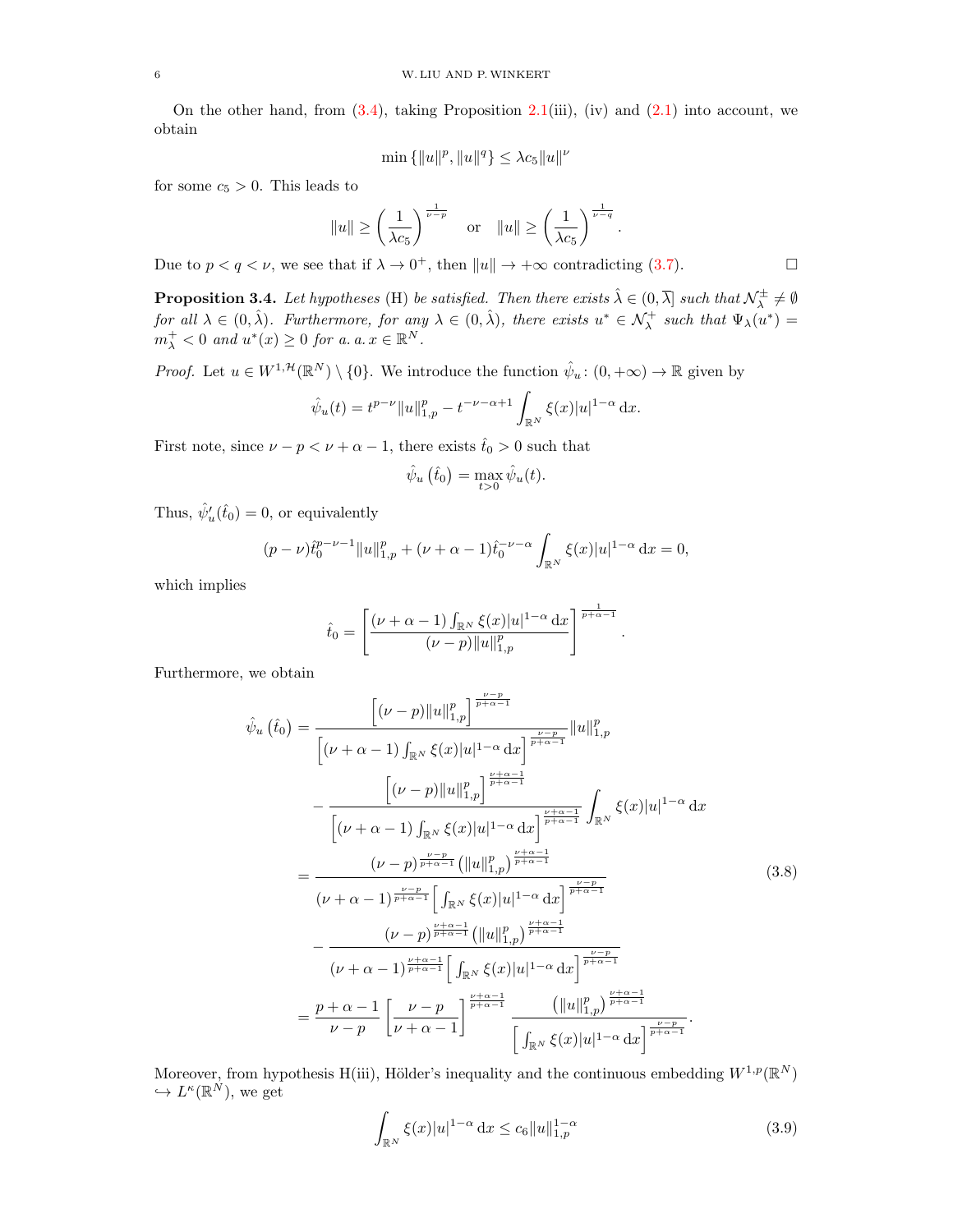On the other hand, from (3.4), taking Proposition 2.1(iii), (iv) and (2.1) into account, we obtain

$$\min\{\|u\|^p, \|u\|^q\} \le \lambda c_5 \|u\|^\nu$$

for some $c_5 > 0$. This leads to

$$\|u\| \ge \left(\frac{1}{\lambda c_5}\right)^{\frac{1}{\nu-p}} \quad \text{or} \quad \|u\| \ge \left(\frac{1}{\lambda c_5}\right)^{\frac{1}{\nu-q}}.$$

Due to $p < q < \nu$, we see that if $\lambda \to 0^+$, then $\|u\| \to +\infty$ contradicting (3.7). $\square$

**Proposition 3.4.** *Let hypotheses* (H) *be satisfied. Then there exists* $\hat{\lambda} \in (0, \overline{\lambda}]$ *such that* $\mathcal{N}_\lambda^\pm \neq \emptyset$ *for all* $\lambda \in (0, \hat{\lambda})$*. Furthermore, for any* $\lambda \in (0, \hat{\lambda})$*, there exists* $u^* \in \mathcal{N}_\lambda^+$ *such that* $\Psi_\lambda(u^*) = m_\lambda^+ < 0$ *and* $u^*(x) \ge 0$ *for a. a.* $x \in \mathbb{R}^N$.

*Proof.* Let $u \in W^{1,\mathcal{H}}(\mathbb{R}^N) \setminus \{0\}$. We introduce the function $\hat{\psi}_u \colon (0, +\infty) \to \mathbb{R}$ given by

$$\hat{\psi}_u(t) = t^{p-\nu}\|u\|_{1,p}^p - t^{-\nu-\alpha+1}\int_{\mathbb{R}^N} \xi(x)|u|^{1-\alpha}\,\mathrm{d}x.$$

First note, since $\nu - p < \nu + \alpha - 1$, there exists $\hat{t}_0 > 0$ such that

$$\hat{\psi}_u(\hat{t}_0) = \max_{t>0} \hat{\psi}_u(t).$$

Thus, $\hat{\psi}_u'(\hat{t}_0) = 0$, or equivalently

$$(p-\nu)\hat{t}_0^{p-\nu-1}\|u\|_{1,p}^p + (\nu+\alpha-1)\hat{t}_0^{-\nu-\alpha}\int_{\mathbb{R}^N} \xi(x)|u|^{1-\alpha}\,\mathrm{d}x = 0,$$

which implies

$$\hat{t}_0 = \left[\frac{(\nu+\alpha-1)\int_{\mathbb{R}^N}\xi(x)|u|^{1-\alpha}\,\mathrm{d}x}{(\nu-p)\|u\|_{1,p}^p}\right]^{\frac{1}{p+\alpha-1}}.$$

Furthermore, we obtain

$$\begin{aligned}
\hat{\psi}_u(\hat{t}_0) &= \frac{\left[(\nu-p)\|u\|_{1,p}^p\right]^{\frac{\nu-p}{p+\alpha-1}}}{\left[(\nu+\alpha-1)\int_{\mathbb{R}^N}\xi(x)|u|^{1-\alpha}\,\mathrm{d}x\right]^{\frac{\nu-p}{p+\alpha-1}}}\|u\|_{1,p}^p \\
&\quad - \frac{\left[(\nu-p)\|u\|_{1,p}^p\right]^{\frac{\nu+\alpha-1}{p+\alpha-1}}}{\left[(\nu+\alpha-1)\int_{\mathbb{R}^N}\xi(x)|u|^{1-\alpha}\,\mathrm{d}x\right]^{\frac{\nu+\alpha-1}{p+\alpha-1}}}\int_{\mathbb{R}^N}\xi(x)|u|^{1-\alpha}\,\mathrm{d}x \\
&= \frac{(\nu-p)^{\frac{\nu-p}{p+\alpha-1}}\left(\|u\|_{1,p}^p\right)^{\frac{\nu+\alpha-1}{p+\alpha-1}}}{(\nu+\alpha-1)^{\frac{\nu-p}{p+\alpha-1}}\left[\int_{\mathbb{R}^N}\xi(x)|u|^{1-\alpha}\,\mathrm{d}x\right]^{\frac{\nu-p}{p+\alpha-1}}} \\
&\quad - \frac{(\nu-p)^{\frac{\nu+\alpha-1}{p+\alpha-1}}\left(\|u\|_{1,p}^p\right)^{\frac{\nu+\alpha-1}{p+\alpha-1}}}{(\nu+\alpha-1)^{\frac{\nu+\alpha-1}{p+\alpha-1}}\left[\int_{\mathbb{R}^N}\xi(x)|u|^{1-\alpha}\,\mathrm{d}x\right]^{\frac{\nu-p}{p+\alpha-1}}} \\
&= \frac{p+\alpha-1}{\nu-p}\left[\frac{\nu-p}{\nu+\alpha-1}\right]^{\frac{\nu+\alpha-1}{p+\alpha-1}}\frac{\left(\|u\|_{1,p}^p\right)^{\frac{\nu+\alpha-1}{p+\alpha-1}}}{\left[\int_{\mathbb{R}^N}\xi(x)|u|^{1-\alpha}\,\mathrm{d}x\right]^{\frac{\nu-p}{p+\alpha-1}}}.
\end{aligned} \tag{3.8}$$

Moreover, from hypothesis H(iii), Hölder's inequality and the continuous embedding $W^{1,p}(\mathbb{R}^N) \hookrightarrow L^\kappa(\mathbb{R}^N)$, we get

$$\int_{\mathbb{R}^N}\xi(x)|u|^{1-\alpha}\,\mathrm{d}x \le c_6\|u\|_{1,p}^{1-\alpha} \tag{3.9}$$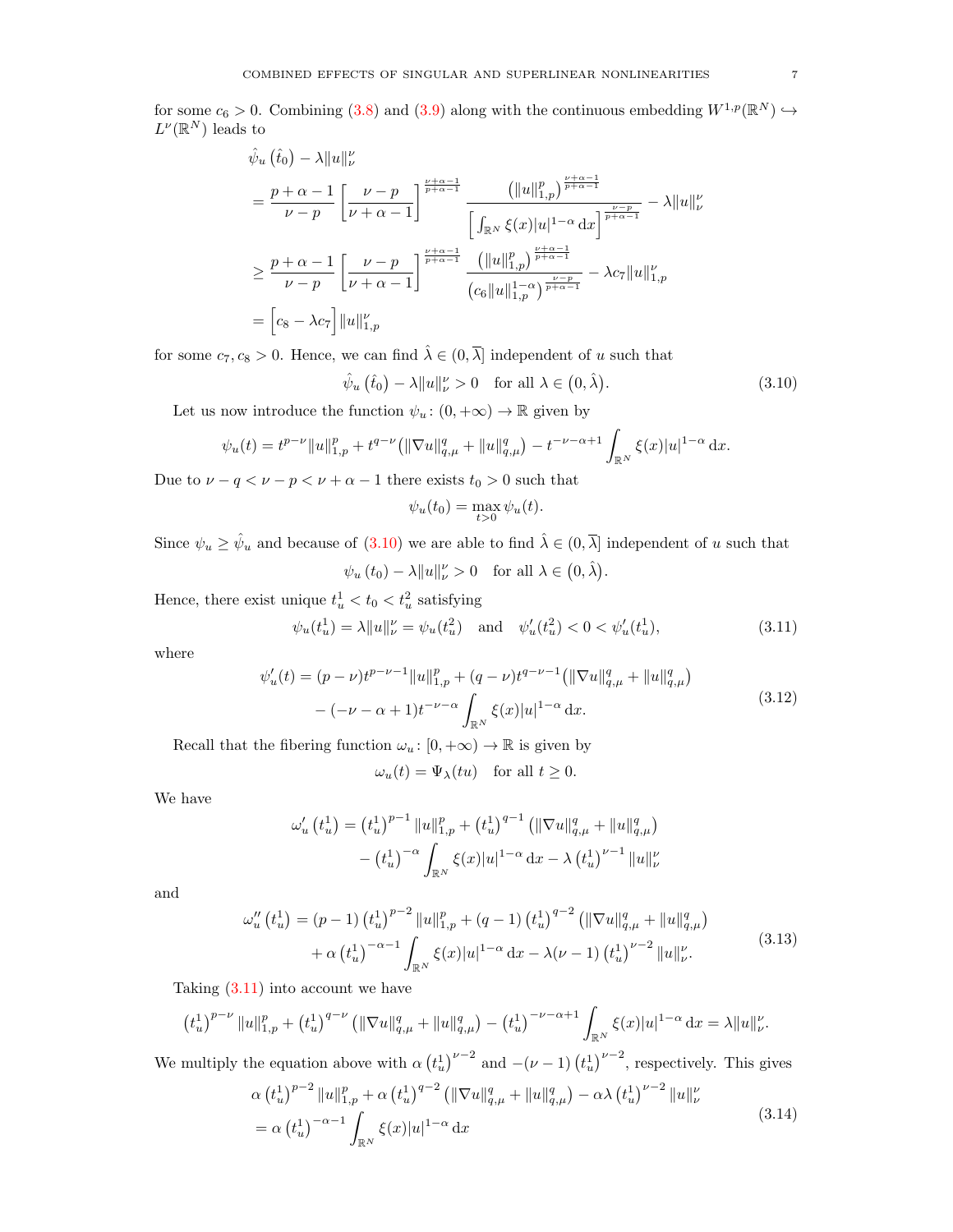for some $c_6 > 0$. Combining (3.8) and (3.9) along with the continuous embedding $W^{1,p}(\mathbb{R}^N) \hookrightarrow L^\nu(\mathbb{R}^N)$ leads to

$$
\begin{aligned}
&\hat{\psi}_u\left(\hat{t}_0\right) - \lambda \|u\|_\nu^\nu \\
&= \frac{p+\alpha-1}{\nu-p}\left[\frac{\nu-p}{\nu+\alpha-1}\right]^{\frac{\nu+\alpha-1}{p+\alpha-1}} \frac{\left(\|u\|_{1,p}^p\right)^{\frac{\nu+\alpha-1}{p+\alpha-1}}}{\left[\int_{\mathbb{R}^N} \xi(x)|u|^{1-\alpha}\,\mathrm{d}x\right]^{\frac{\nu-p}{p+\alpha-1}}} - \lambda\|u\|_\nu^\nu \\
&\geq \frac{p+\alpha-1}{\nu-p}\left[\frac{\nu-p}{\nu+\alpha-1}\right]^{\frac{\nu+\alpha-1}{p+\alpha-1}} \frac{\left(\|u\|_{1,p}^p\right)^{\frac{\nu+\alpha-1}{p+\alpha-1}}}{\left(c_6\|u\|_{1,p}^{1-\alpha}\right)^{\frac{\nu-p}{p+\alpha-1}}} - \lambda c_7 \|u\|_{1,p}^\nu \\
&= \Big[c_8 - \lambda c_7\Big]\|u\|_{1,p}^\nu
\end{aligned}
$$

for some $c_7, c_8 > 0$. Hence, we can find $\hat{\lambda} \in (0, \overline{\lambda}]$ independent of $u$ such that

$$
\hat{\psi}_u\left(\hat{t}_0\right) - \lambda\|u\|_\nu^\nu > 0 \quad \text{for all } \lambda \in \big(0, \hat{\lambda}\big). \tag{3.10}
$$

Let us now introduce the function $\psi_u\colon (0,+\infty) \to \mathbb{R}$ given by

$$
\psi_u(t) = t^{p-\nu}\|u\|_{1,p}^p + t^{q-\nu}\big(\|\nabla u\|_{q,\mu}^q + \|u\|_{q,\mu}^q\big) - t^{-\nu-\alpha+1}\int_{\mathbb{R}^N} \xi(x)|u|^{1-\alpha}\,\mathrm{d}x.
$$

Due to $\nu - q < \nu - p < \nu + \alpha - 1$ there exists $t_0 > 0$ such that

$$
\psi_u(t_0) = \max_{t>0} \psi_u(t).
$$

Since $\psi_u \geq \hat{\psi}_u$ and because of (3.10) we are able to find $\hat{\lambda} \in (0, \overline{\lambda}]$ independent of $u$ such that

$$
\psi_u\left(t_0\right) - \lambda\|u\|_\nu^\nu > 0 \quad \text{for all } \lambda \in \big(0, \hat{\lambda}\big).
$$

Hence, there exist unique $t_u^1 < t_0 < t_u^2$ satisfying

$$
\psi_u(t_u^1) = \lambda\|u\|_\nu^\nu = \psi_u(t_u^2) \quad \text{and} \quad \psi_u'(t_u^2) < 0 < \psi_u'(t_u^1), \tag{3.11}
$$

where

$$
\begin{aligned}
\psi_u'(t) &= (p-\nu)t^{p-\nu-1}\|u\|_{1,p}^p + (q-\nu)t^{q-\nu-1}\big(\|\nabla u\|_{q,\mu}^q + \|u\|_{q,\mu}^q\big) \\
&\quad - (-\nu-\alpha+1)t^{-\nu-\alpha}\int_{\mathbb{R}^N} \xi(x)|u|^{1-\alpha}\,\mathrm{d}x.
\end{aligned} \tag{3.12}
$$

Recall that the fibering function $\omega_u\colon [0,+\infty) \to \mathbb{R}$ is given by

$$
\omega_u(t) = \Psi_\lambda(tu) \quad \text{for all } t \geq 0.
$$

We have

$$
\begin{aligned}
\omega_u'\left(t_u^1\right) &= \left(t_u^1\right)^{p-1}\|u\|_{1,p}^p + \left(t_u^1\right)^{q-1}\left(\|\nabla u\|_{q,\mu}^q + \|u\|_{q,\mu}^q\right) \\
&\quad - \left(t_u^1\right)^{-\alpha}\int_{\mathbb{R}^N} \xi(x)|u|^{1-\alpha}\,\mathrm{d}x - \lambda\left(t_u^1\right)^{\nu-1}\|u\|_\nu^\nu
\end{aligned}
$$

and

$$
\begin{aligned}
\omega_u''\left(t_u^1\right) &= (p-1)\left(t_u^1\right)^{p-2}\|u\|_{1,p}^p + (q-1)\left(t_u^1\right)^{q-2}\left(\|\nabla u\|_{q,\mu}^q + \|u\|_{q,\mu}^q\right) \\
&\quad + \alpha\left(t_u^1\right)^{-\alpha-1}\int_{\mathbb{R}^N} \xi(x)|u|^{1-\alpha}\,\mathrm{d}x - \lambda(\nu-1)\left(t_u^1\right)^{\nu-2}\|u\|_\nu^\nu.
\end{aligned} \tag{3.13}
$$

Taking (3.11) into account we have

$$
\left(t_u^1\right)^{p-\nu}\|u\|_{1,p}^p + \left(t_u^1\right)^{q-\nu}\left(\|\nabla u\|_{q,\mu}^q + \|u\|_{q,\mu}^q\right) - \left(t_u^1\right)^{-\nu-\alpha+1}\int_{\mathbb{R}^N} \xi(x)|u|^{1-\alpha}\,\mathrm{d}x = \lambda\|u\|_\nu^\nu.
$$

We multiply the equation above with $\alpha\left(t_u^1\right)^{\nu-2}$ and $-(\nu-1)\left(t_u^1\right)^{\nu-2}$, respectively. This gives

$$
\begin{aligned}
&\alpha\left(t_u^1\right)^{p-2}\|u\|_{1,p}^p + \alpha\left(t_u^1\right)^{q-2}\left(\|\nabla u\|_{q,\mu}^q + \|u\|_{q,\mu}^q\right) - \alpha\lambda\left(t_u^1\right)^{\nu-2}\|u\|_\nu^\nu \\
&= \alpha\left(t_u^1\right)^{-\alpha-1}\int_{\mathbb{R}^N} \xi(x)|u|^{1-\alpha}\,\mathrm{d}x
\end{aligned} \tag{3.14}
$$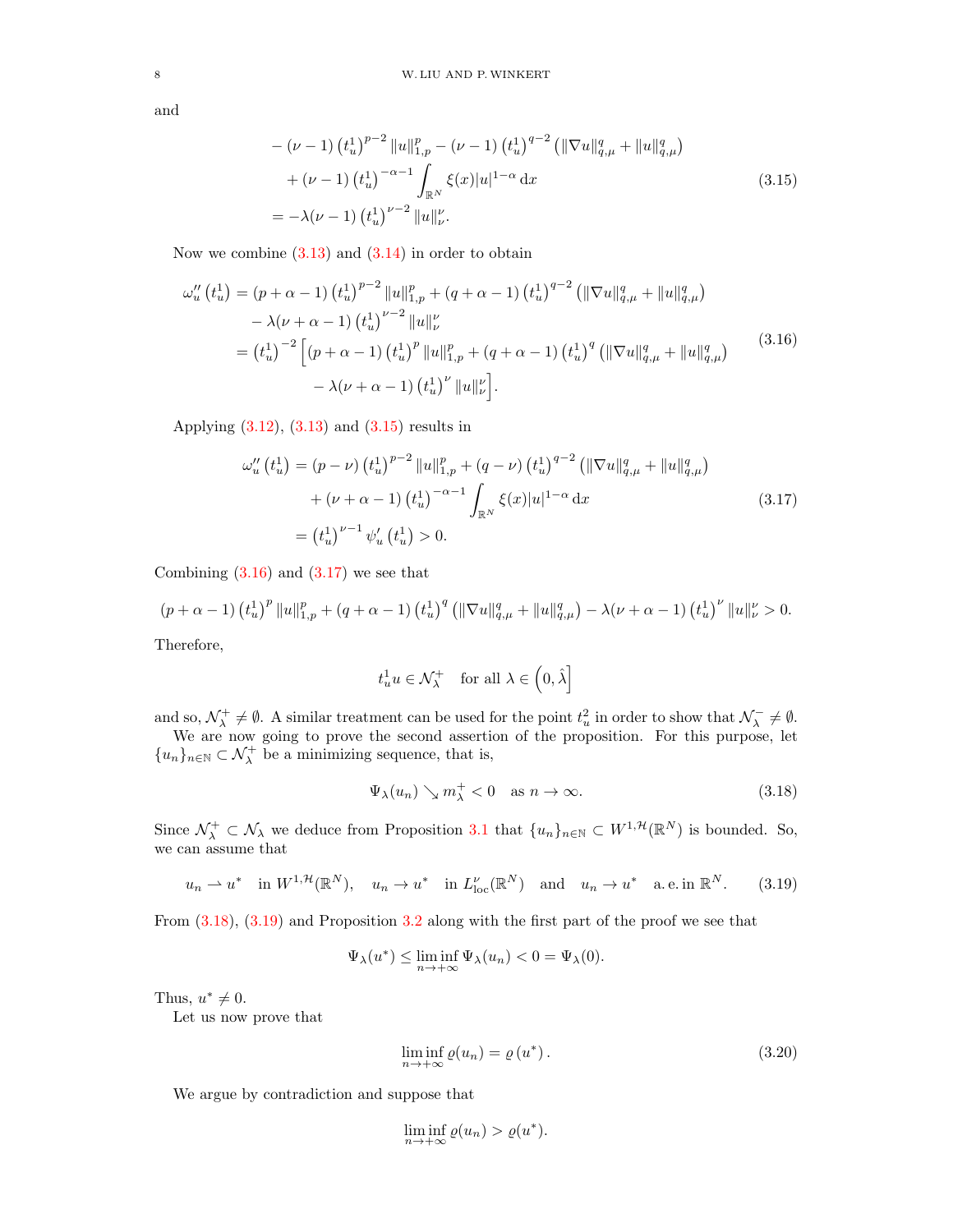and

$$
\begin{aligned}
&-(\nu-1)\left(t_u^1\right)^{p-2}\|u\|_{1,p}^p-(\nu-1)\left(t_u^1\right)^{q-2}\left(\|\nabla u\|_{q,\mu}^q+\|u\|_{q,\mu}^q\right)\\
&\quad+(\nu-1)\left(t_u^1\right)^{-\alpha-1}\int_{\mathbb{R}^N}\xi(x)|u|^{1-\alpha}\,\mathrm{d}x\\
&=-\lambda(\nu-1)\left(t_u^1\right)^{\nu-2}\|u\|_\nu^\nu.
\end{aligned}
\tag{3.15}
$$

Now we combine (3.13) and (3.14) in order to obtain

$$
\begin{aligned}
\omega_u''\left(t_u^1\right)&=(p+\alpha-1)\left(t_u^1\right)^{p-2}\|u\|_{1,p}^p+(q+\alpha-1)\left(t_u^1\right)^{q-2}\left(\|\nabla u\|_{q,\mu}^q+\|u\|_{q,\mu}^q\right)\\
&\quad-\lambda(\nu+\alpha-1)\left(t_u^1\right)^{\nu-2}\|u\|_\nu^\nu\\
&=\left(t_u^1\right)^{-2}\Big[(p+\alpha-1)\left(t_u^1\right)^{p}\|u\|_{1,p}^p+(q+\alpha-1)\left(t_u^1\right)^{q}\left(\|\nabla u\|_{q,\mu}^q+\|u\|_{q,\mu}^q\right)\\
&\qquad-\lambda(\nu+\alpha-1)\left(t_u^1\right)^{\nu}\|u\|_\nu^\nu\Big].
\end{aligned}
\tag{3.16}
$$

Applying (3.12), (3.13) and (3.15) results in

$$
\begin{aligned}
\omega_u''\left(t_u^1\right)&=(p-\nu)\left(t_u^1\right)^{p-2}\|u\|_{1,p}^p+(q-\nu)\left(t_u^1\right)^{q-2}\left(\|\nabla u\|_{q,\mu}^q+\|u\|_{q,\mu}^q\right)\\
&\quad+(\nu+\alpha-1)\left(t_u^1\right)^{-\alpha-1}\int_{\mathbb{R}^N}\xi(x)|u|^{1-\alpha}\,\mathrm{d}x\\
&=\left(t_u^1\right)^{\nu-1}\psi_u'\left(t_u^1\right)>0.
\end{aligned}
\tag{3.17}
$$

Combining (3.16) and (3.17) we see that

$$
(p+\alpha-1)\left(t_u^1\right)^{p}\|u\|_{1,p}^p+(q+\alpha-1)\left(t_u^1\right)^{q}\left(\|\nabla u\|_{q,\mu}^q+\|u\|_{q,\mu}^q\right)-\lambda(\nu+\alpha-1)\left(t_u^1\right)^{\nu}\|u\|_\nu^\nu>0.
$$

Therefore,

$$
t_u^1u\in\mathcal{N}_\lambda^+\quad\text{for all }\lambda\in\left(0,\hat{\lambda}\right]
$$

and so, $\mathcal{N}_\lambda^+\neq\emptyset$. A similar treatment can be used for the point $t_u^2$ in order to show that $\mathcal{N}_\lambda^-\neq\emptyset$.

We are now going to prove the second assertion of the proposition. For this purpose, let $\{u_n\}_{n\in\mathbb{N}}\subset\mathcal{N}_\lambda^+$ be a minimizing sequence, that is,

$$
\Psi_\lambda(u_n)\searrow m_\lambda^+<0\quad\text{as }n\to\infty.
\tag{3.18}
$$

Since $\mathcal{N}_\lambda^+\subset\mathcal{N}_\lambda$ we deduce from Proposition 3.1 that $\{u_n\}_{n\in\mathbb{N}}\subset W^{1,\mathcal{H}}(\mathbb{R}^N)$ is bounded. So, we can assume that

$$
u_n\rightharpoonup u^*\quad\text{in }W^{1,\mathcal{H}}(\mathbb{R}^N),\quad u_n\to u^*\quad\text{in }L^\nu_{\mathrm{loc}}(\mathbb{R}^N)\quad\text{and}\quad u_n\to u^*\quad\text{a.e. in }\mathbb{R}^N.
\tag{3.19}
$$

From (3.18), (3.19) and Proposition 3.2 along with the first part of the proof we see that

$$
\Psi_\lambda(u^*)\le\liminf_{n\to+\infty}\Psi_\lambda(u_n)<0=\Psi_\lambda(0).
$$

Thus, $u^*\neq0$.

Let us now prove that

$$
\liminf_{n\to+\infty}\varrho(u_n)=\varrho\left(u^*\right).
\tag{3.20}
$$

We argue by contradiction and suppose that

$$
\liminf_{n\to+\infty}\varrho(u_n)>\varrho(u^*).
$$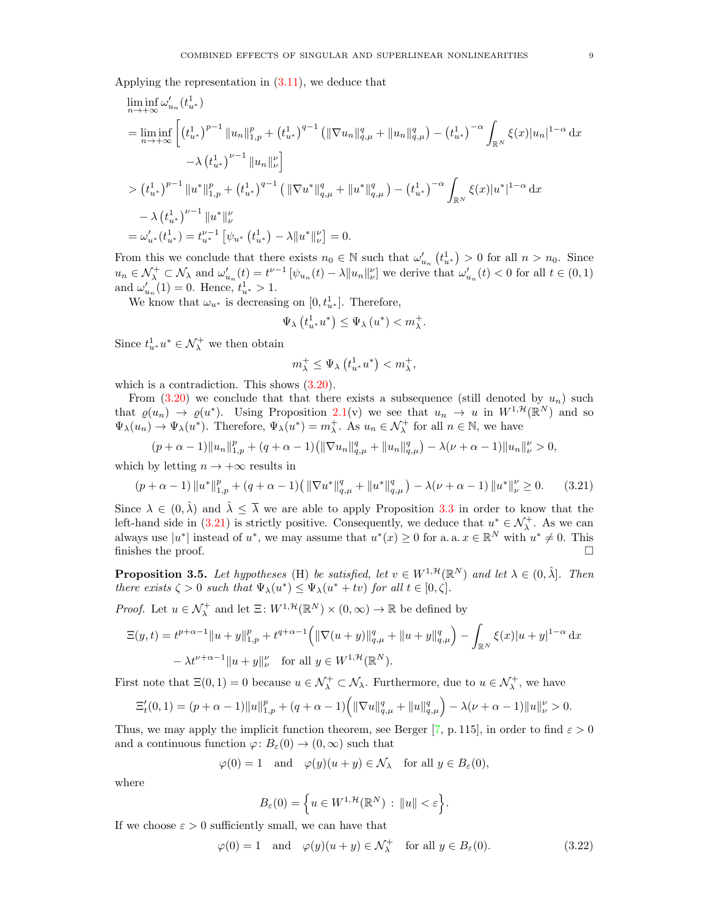Applying the representation in (3.11), we deduce that

$$
\begin{aligned}
&\liminf_{n\to+\infty} \omega_{u_n}'(t_{u^*}^1)\\
&= \liminf_{n\to+\infty} \Big[ \left(t_{u^*}^1\right)^{p-1} \|u_n\|_{1,p}^p + \left(t_{u^*}^1\right)^{q-1} \left(\|\nabla u_n\|_{q,\mu}^q + \|u_n\|_{q,\mu}^q\right) - \left(t_{u^*}^1\right)^{-\alpha} \int_{\mathbb{R}^N} \xi(x)|u_n|^{1-\alpha}\,\mathrm{d}x \\
&\qquad -\lambda \left(t_{u^*}^1\right)^{\nu-1} \|u_n\|_\nu^\nu \Big]\\
&> \left(t_{u^*}^1\right)^{p-1} \|u^*\|_{1,p}^p + \left(t_{u^*}^1\right)^{q-1} \left(\|\nabla u^*\|_{q,\mu}^q + \|u^*\|_{q,\mu}^q\right) - \left(t_{u^*}^1\right)^{-\alpha} \int_{\mathbb{R}^N} \xi(x)|u^*|^{1-\alpha}\,\mathrm{d}x\\
&\quad - \lambda \left(t_{u^*}^1\right)^{\nu-1} \|u^*\|_\nu^\nu\\
&= \omega_{u^*}'(t_{u^*}^1) = t_{u^*}^{\nu-1} \left[\psi_{u^*}\left(t_{u^*}^1\right) - \lambda \|u^*\|_\nu^\nu\right] = 0.
\end{aligned}
$$

From this we conclude that there exists $n_0 \in \mathbb{N}$ such that $\omega_{u_n}'\left(t_{u^*}^1\right) > 0$ for all $n > n_0$. Since $u_n \in \mathcal{N}_\lambda^+ \subset \mathcal{N}_\lambda$ and $\omega_{u_n}'(t) = t^{\nu-1}\left[\psi_{u_n}(t) - \lambda\|u_n\|_\nu^\nu\right]$ we derive that $\omega_{u_n}'(t) < 0$ for all $t \in (0,1)$ and $\omega_{u_n}'(1) = 0$. Hence, $t_{u^*}^1 > 1$.

We know that $\omega_{u^*}$ is decreasing on $[0, t_{u^*}^1]$. Therefore,

$$
\Psi_\lambda\left(t_{u^*}^1 u^*\right) \le \Psi_\lambda\left(u^*\right) < m_\lambda^+.
$$

Since $t_{u^*}^1 u^* \in \mathcal{N}_\lambda^+$ we then obtain

$$
m_\lambda^+ \le \Psi_\lambda\left(t_{u^*}^1 u^*\right) < m_\lambda^+,
$$

which is a contradiction. This shows (3.20).

From (3.20) we conclude that there exists a subsequence (still denoted by $u_n$) such that $\varrho(u_n) \to \varrho(u^*)$. Using Proposition 2.1(v) we see that $u_n \to u$ in $W^{1,\mathcal{H}}(\mathbb{R}^N)$ and so $\Psi_\lambda(u_n) \to \Psi_\lambda(u^*)$. Therefore, $\Psi_\lambda(u^*) = m_\lambda^+$. As $u_n \in \mathcal{N}_\lambda^+$ for all $n \in \mathbb{N}$, we have

$$
(p+\alpha-1)\|u_n\|_{1,p}^p + (q+\alpha-1)\big(\|\nabla u_n\|_{q,\mu}^q + \|u_n\|_{q,\mu}^q\big) - \lambda(\nu+\alpha-1)\|u_n\|_\nu^\nu > 0,
$$

which by letting $n \to +\infty$ results in

$$
(p+\alpha-1)\|u^*\|_{1,p}^p + (q+\alpha-1)\big(\|\nabla u^*\|_{q,\mu}^q + \|u^*\|_{q,\mu}^q\big) - \lambda(\nu+\alpha-1)\|u^*\|_\nu^\nu \ge 0. \tag{3.21}
$$

Since $\lambda \in (0, \hat{\lambda})$ and $\hat{\lambda} \le \overline{\lambda}$ we are able to apply Proposition 3.3 in order to know that the left-hand side in (3.21) is strictly positive. Consequently, we deduce that $u^* \in \mathcal{N}_\lambda^+$. As we can always use $|u^*|$ instead of $u^*$, we may assume that $u^*(x) \ge 0$ for a. a. $x \in \mathbb{R}^N$ with $u^* \ne 0$. This finishes the proof. $\square$

**Proposition 3.5.** *Let hypotheses* (H) *be satisfied, let $v \in W^{1,\mathcal{H}}(\mathbb{R}^N)$ and let $\lambda \in (0, \hat{\lambda}]$. Then there exists $\zeta > 0$ such that $\Psi_\lambda(u^*) \le \Psi_\lambda(u^* + tv)$ for all $t \in [0, \zeta]$.*

*Proof.* Let $u \in \mathcal{N}_\lambda^+$ and let $\Xi\colon W^{1,\mathcal{H}}(\mathbb{R}^N) \times (0,\infty) \to \mathbb{R}$ be defined by

$$
\begin{aligned}
\Xi(y,t) &= t^{p+\alpha-1}\|u+y\|_{1,p}^p + t^{q+\alpha-1}\Big(\|\nabla(u+y)\|_{q,\mu}^q + \|u+y\|_{q,\mu}^q\Big) - \int_{\mathbb{R}^N} \xi(x)|u+y|^{1-\alpha}\,\mathrm{d}x\\
&\quad - \lambda t^{\nu+\alpha-1}\|u+y\|_\nu^\nu \quad \text{for all } y \in W^{1,\mathcal{H}}(\mathbb{R}^N).
\end{aligned}
$$

First note that $\Xi(0,1) = 0$ because $u \in \mathcal{N}_\lambda^+ \subset \mathcal{N}_\lambda$. Furthermore, due to $u \in \mathcal{N}_\lambda^+$, we have

$$
\Xi_t'(0,1) = (p+\alpha-1)\|u\|_{1,p}^p + (q+\alpha-1)\Big(\|\nabla u\|_{q,\mu}^q + \|u\|_{q,\mu}^q\Big) - \lambda(\nu+\alpha-1)\|u\|_\nu^\nu > 0.
$$

Thus, we may apply the implicit function theorem, see Berger [7, p. 115], in order to find $\varepsilon > 0$ and a continuous function $\varphi\colon B_\varepsilon(0) \to (0,\infty)$ such that

$$
\varphi(0) = 1 \quad \text{and} \quad \varphi(y)(u+y) \in \mathcal{N}_\lambda \quad \text{for all } y \in B_\varepsilon(0),
$$

where

$$
B_\varepsilon(0) = \Big\{ u \in W^{1,\mathcal{H}}(\mathbb{R}^N) \,:\, \|u\| < \varepsilon \Big\}.
$$

If we choose $\varepsilon > 0$ sufficiently small, we can have that

$$
\varphi(0) = 1 \quad \text{and} \quad \varphi(y)(u+y) \in \mathcal{N}_\lambda^+ \quad \text{for all } y \in B_\varepsilon(0). \tag{3.22}
$$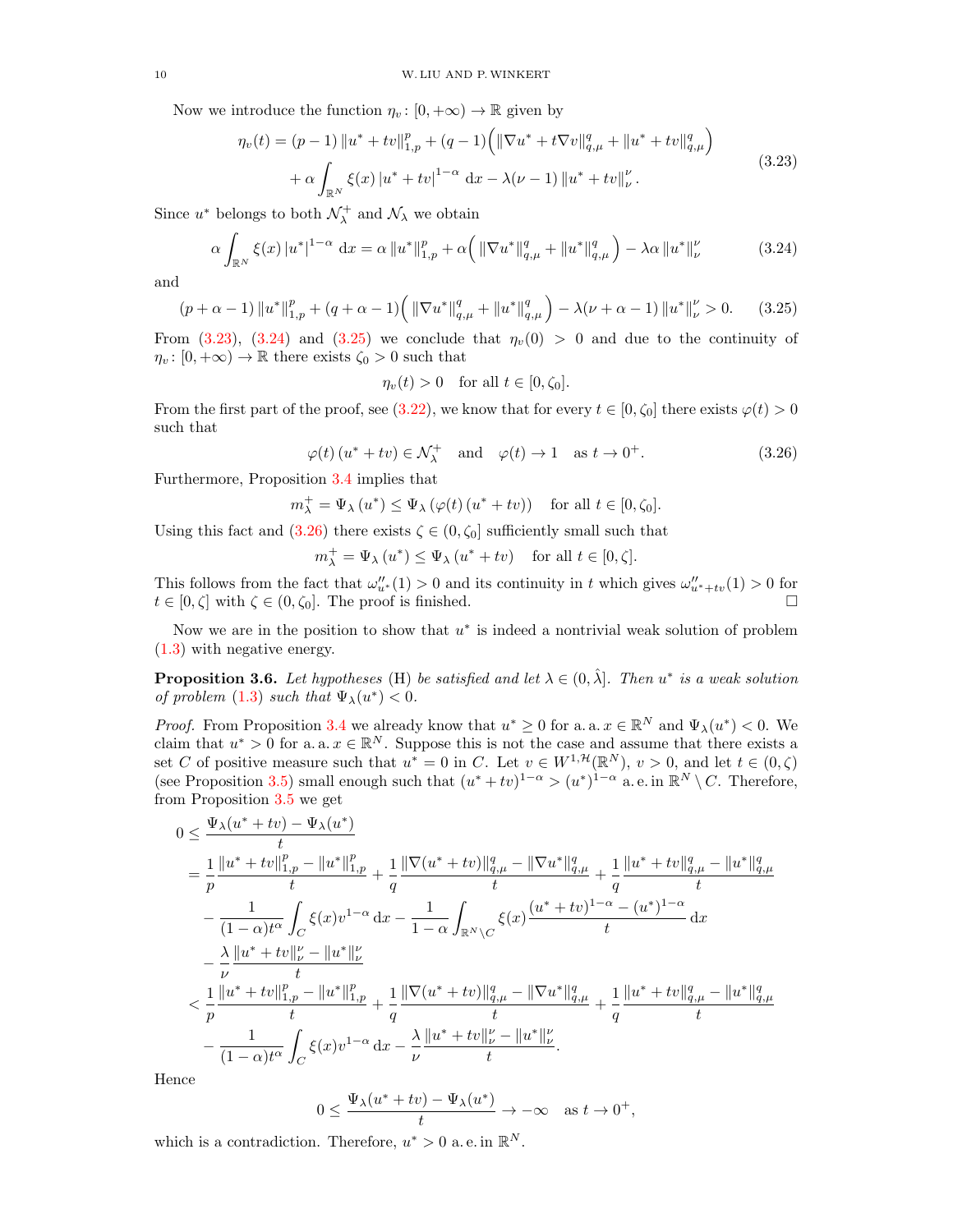Now we introduce the function $\eta_v\colon [0,+\infty) \to \mathbb{R}$ given by

$$
\begin{aligned}
\eta_v(t) &= (p-1)\left\|u^* + tv\right\|_{1,p}^p + (q-1)\Big(\left\|\nabla u^* + t\nabla v\right\|_{q,\mu}^q + \left\|u^* + tv\right\|_{q,\mu}^q\Big) \\
&\quad + \alpha \int_{\mathbb{R}^N} \xi(x) \left|u^* + tv\right|^{1-\alpha} \,\mathrm{d}x - \lambda(\nu - 1)\left\|u^* + tv\right\|_{\nu}^{\nu}.
\end{aligned}
\tag{3.23}
$$

Since $u^*$ belongs to both $\mathcal{N}_\lambda^+$ and $\mathcal{N}_\lambda$ we obtain

$$
\alpha \int_{\mathbb{R}^N} \xi(x) \left|u^*\right|^{1-\alpha} \,\mathrm{d}x = \alpha \left\|u^*\right\|_{1,p}^p + \alpha\Big(\left\|\nabla u^*\right\|_{q,\mu}^q + \left\|u^*\right\|_{q,\mu}^q\Big) - \lambda\alpha \left\|u^*\right\|_{\nu}^{\nu}
\tag{3.24}
$$

and

$$
(p+\alpha-1)\left\|u^*\right\|_{1,p}^p + (q+\alpha-1)\Big(\left\|\nabla u^*\right\|_{q,\mu}^q + \left\|u^*\right\|_{q,\mu}^q\Big) - \lambda(\nu+\alpha-1)\left\|u^*\right\|_{\nu}^{\nu} > 0.
\tag{3.25}
$$

From (3.23), (3.24) and (3.25) we conclude that $\eta_v(0) > 0$ and due to the continuity of $\eta_v\colon [0,+\infty) \to \mathbb{R}$ there exists $\zeta_0 > 0$ such that

$$
\eta_v(t) > 0 \quad \text{for all } t \in [0,\zeta_0].
$$

From the first part of the proof, see (3.22), we know that for every $t \in [0,\zeta_0]$ there exists $\varphi(t) > 0$ such that

$$
\varphi(t)\left(u^* + tv\right) \in \mathcal{N}_\lambda^+ \quad \text{and} \quad \varphi(t) \to 1 \quad \text{as } t \to 0^+.
\tag{3.26}
$$

Furthermore, Proposition 3.4 implies that

$$
m_\lambda^+ = \Psi_\lambda\left(u^*\right) \le \Psi_\lambda\left(\varphi(t)\left(u^* + tv\right)\right) \quad \text{for all } t \in [0,\zeta_0].
$$

Using this fact and (3.26) there exists $\zeta \in (0,\zeta_0]$ sufficiently small such that

$$
m_\lambda^+ = \Psi_\lambda\left(u^*\right) \le \Psi_\lambda\left(u^* + tv\right) \quad \text{for all } t \in [0,\zeta].
$$

This follows from the fact that $\omega''_{u^*}(1) > 0$ and its continuity in $t$ which gives $\omega''_{u^*+tv}(1) > 0$ for $t \in [0,\zeta]$ with $\zeta \in (0,\zeta_0]$. The proof is finished. $\square$

Now we are in the position to show that $u^*$ is indeed a nontrivial weak solution of problem (1.3) with negative energy.

**Proposition 3.6.** *Let hypotheses* (H) *be satisfied and let $\lambda \in (0,\hat{\lambda}]$. Then $u^*$ is a weak solution of problem* (1.3) *such that $\Psi_\lambda(u^*) < 0$.*

*Proof.* From Proposition 3.4 we already know that $u^* \ge 0$ for a. a. $x \in \mathbb{R}^N$ and $\Psi_\lambda(u^*) < 0$. We claim that $u^* > 0$ for a. a. $x \in \mathbb{R}^N$. Suppose this is not the case and assume that there exists a set $C$ of positive measure such that $u^* = 0$ in $C$. Let $v \in W^{1,\mathcal{H}}(\mathbb{R}^N)$, $v > 0$, and let $t \in (0,\zeta)$ (see Proposition 3.5) small enough such that $(u^* + tv)^{1-\alpha} > (u^*)^{1-\alpha}$ a. e. in $\mathbb{R}^N \setminus C$. Therefore, from Proposition 3.5 we get

$$
\begin{aligned}
0 &\le \frac{\Psi_\lambda(u^* + tv) - \Psi_\lambda(u^*)}{t} \\
&= \frac{1}{p}\frac{\|u^* + tv\|_{1,p}^p - \|u^*\|_{1,p}^p}{t} + \frac{1}{q}\frac{\|\nabla(u^* + tv)\|_{q,\mu}^q - \|\nabla u^*\|_{q,\mu}^q}{t} + \frac{1}{q}\frac{\|u^* + tv\|_{q,\mu}^q - \|u^*\|_{q,\mu}^q}{t} \\
&\quad - \frac{1}{(1-\alpha)t^\alpha}\int_C \xi(x) v^{1-\alpha}\,\mathrm{d}x - \frac{1}{1-\alpha}\int_{\mathbb{R}^N\setminus C} \xi(x)\frac{(u^* + tv)^{1-\alpha} - (u^*)^{1-\alpha}}{t}\,\mathrm{d}x \\
&\quad - \frac{\lambda}{\nu}\frac{\|u^* + tv\|_{\nu}^{\nu} - \|u^*\|_{\nu}^{\nu}}{t} \\
&< \frac{1}{p}\frac{\|u^* + tv\|_{1,p}^p - \|u^*\|_{1,p}^p}{t} + \frac{1}{q}\frac{\|\nabla(u^* + tv)\|_{q,\mu}^q - \|\nabla u^*\|_{q,\mu}^q}{t} + \frac{1}{q}\frac{\|u^* + tv\|_{q,\mu}^q - \|u^*\|_{q,\mu}^q}{t} \\
&\quad - \frac{1}{(1-\alpha)t^\alpha}\int_C \xi(x) v^{1-\alpha}\,\mathrm{d}x - \frac{\lambda}{\nu}\frac{\|u^* + tv\|_{\nu}^{\nu} - \|u^*\|_{\nu}^{\nu}}{t}.
\end{aligned}
$$

Hence

$$
0 \le \frac{\Psi_\lambda(u^* + tv) - \Psi_\lambda(u^*)}{t} \to -\infty \quad \text{as } t \to 0^+,
$$

which is a contradiction. Therefore, $u^* > 0$ a. e. in $\mathbb{R}^N$.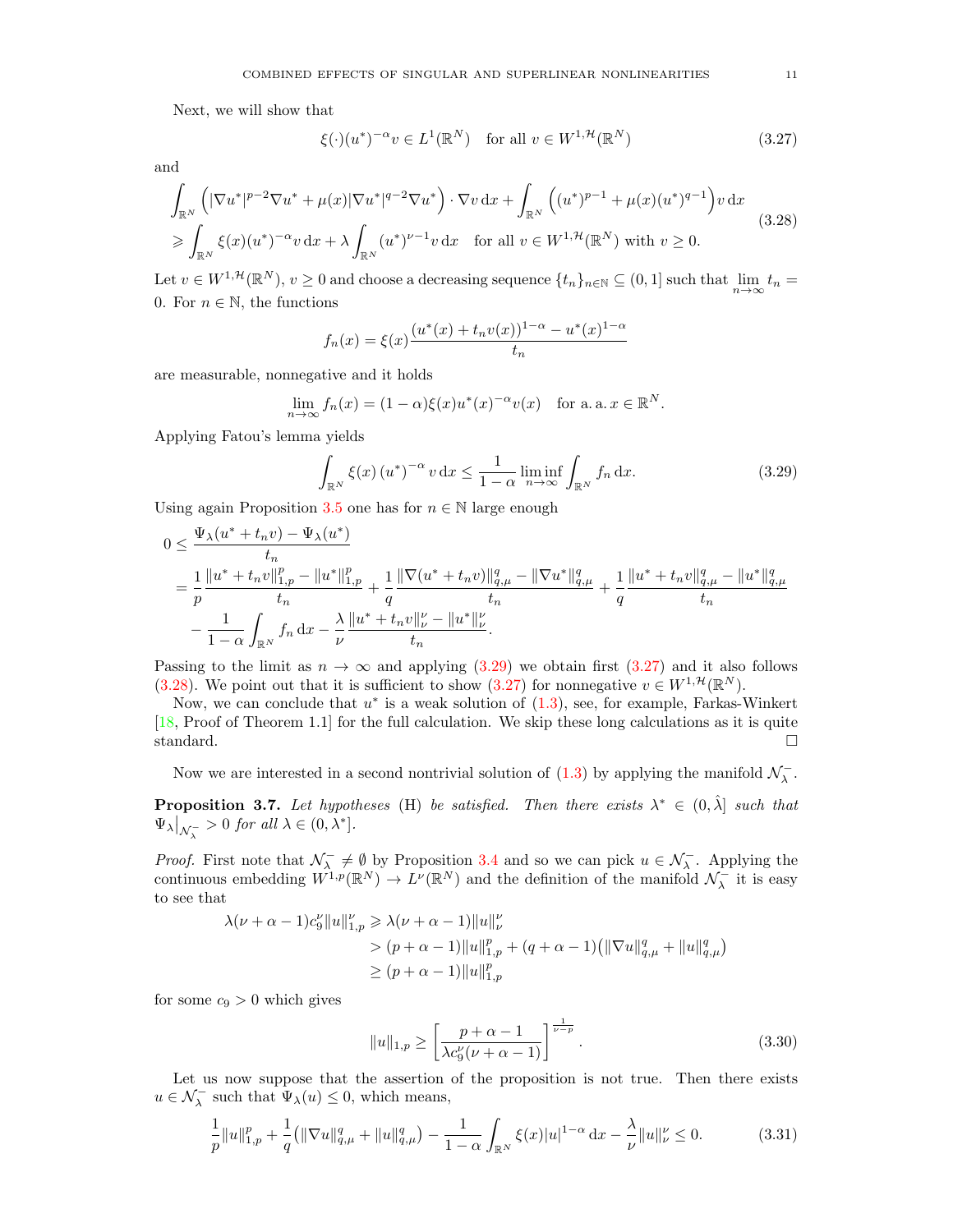Next, we will show that

$$\xi(\cdot)(u^*)^{-\alpha}v \in L^1(\mathbb{R}^N) \quad \text{for all } v \in W^{1,\mathcal{H}}(\mathbb{R}^N) \tag{3.27}$$

and

$$\begin{aligned}
&\int_{\mathbb{R}^N} \left(|\nabla u^*|^{p-2}\nabla u^* + \mu(x)|\nabla u^*|^{q-2}\nabla u^*\right)\cdot \nabla v \,\mathrm{d}x + \int_{\mathbb{R}^N} \left((u^*)^{p-1} + \mu(x)(u^*)^{q-1}\right) v \,\mathrm{d}x \\
&\geqslant \int_{\mathbb{R}^N} \xi(x)(u^*)^{-\alpha} v \,\mathrm{d}x + \lambda \int_{\mathbb{R}^N} (u^*)^{\nu-1} v \,\mathrm{d}x \quad \text{for all } v \in W^{1,\mathcal{H}}(\mathbb{R}^N) \text{ with } v \geq 0.
\end{aligned} \tag{3.28}$$

Let $v \in W^{1,\mathcal{H}}(\mathbb{R}^N)$, $v \geq 0$ and choose a decreasing sequence $\{t_n\}_{n\in\mathbb{N}} \subseteq (0,1]$ such that $\lim_{n\to\infty} t_n = 0$. For $n \in \mathbb{N}$, the functions

$$f_n(x) = \xi(x)\frac{(u^*(x) + t_n v(x))^{1-\alpha} - u^*(x)^{1-\alpha}}{t_n}$$

are measurable, nonnegative and it holds

$$\lim_{n\to\infty} f_n(x) = (1-\alpha)\xi(x)u^*(x)^{-\alpha}v(x) \quad \text{for a. a. } x \in \mathbb{R}^N.$$

Applying Fatou's lemma yields

$$\int_{\mathbb{R}^N} \xi(x)\,(u^*)^{-\alpha}\, v \,\mathrm{d}x \leq \frac{1}{1-\alpha} \liminf_{n\to\infty} \int_{\mathbb{R}^N} f_n \,\mathrm{d}x. \tag{3.29}$$

Using again Proposition 3.5 one has for $n \in \mathbb{N}$ large enough

$$\begin{aligned}
0 &\leq \frac{\Psi_\lambda(u^* + t_n v) - \Psi_\lambda(u^*)}{t_n} \\
&= \frac{1}{p}\frac{\|u^* + t_n v\|_{1,p}^p - \|u^*\|_{1,p}^p}{t_n} + \frac{1}{q}\frac{\|\nabla(u^* + t_n v)\|_{q,\mu}^q - \|\nabla u^*\|_{q,\mu}^q}{t_n} + \frac{1}{q}\frac{\|u^* + t_n v\|_{q,\mu}^q - \|u^*\|_{q,\mu}^q}{t_n} \\
&\quad - \frac{1}{1-\alpha}\int_{\mathbb{R}^N} f_n \,\mathrm{d}x - \frac{\lambda}{\nu}\frac{\|u^* + t_n v\|_{\nu}^{\nu} - \|u^*\|_{\nu}^{\nu}}{t_n}.
\end{aligned}$$

Passing to the limit as $n \to \infty$ and applying (3.29) we obtain first (3.27) and it also follows (3.28). We point out that it is sufficient to show (3.27) for nonnegative $v \in W^{1,\mathcal{H}}(\mathbb{R}^N)$.

Now, we can conclude that $u^*$ is a weak solution of (1.3), see, for example, Farkas-Winkert [18, Proof of Theorem 1.1] for the full calculation. We skip these long calculations as it is quite standard. $\square$

Now we are interested in a second nontrivial solution of (1.3) by applying the manifold $\mathcal{N}_\lambda^-$.

**Proposition 3.7.** *Let hypotheses* (H) *be satisfied. Then there exists* $\lambda^* \in (0, \hat{\lambda}]$ *such that* $\Psi_\lambda\big|_{\mathcal{N}_\lambda^-} > 0$ *for all* $\lambda \in (0, \lambda^*]$.

*Proof.* First note that $\mathcal{N}_\lambda^- \neq \emptyset$ by Proposition 3.4 and so we can pick $u \in \mathcal{N}_\lambda^-$. Applying the continuous embedding $W^{1,p}(\mathbb{R}^N) \to L^\nu(\mathbb{R}^N)$ and the definition of the manifold $\mathcal{N}_\lambda^-$ it is easy to see that

$$\begin{aligned}
\lambda(\nu + \alpha - 1)c_9^\nu \|u\|_{1,p}^\nu &\geqslant \lambda(\nu + \alpha - 1)\|u\|_\nu^\nu \\
&> (p + \alpha - 1)\|u\|_{1,p}^p + (q + \alpha - 1)\left(\|\nabla u\|_{q,\mu}^q + \|u\|_{q,\mu}^q\right) \\
&\geq (p + \alpha - 1)\|u\|_{1,p}^p
\end{aligned}$$

for some $c_9 > 0$ which gives

$$\|u\|_{1,p} \geq \left[\frac{p + \alpha - 1}{\lambda c_9^\nu (\nu + \alpha - 1)}\right]^{\frac{1}{\nu - p}}. \tag{3.30}$$

Let us now suppose that the assertion of the proposition is not true. Then there exists $u \in \mathcal{N}_\lambda^-$ such that $\Psi_\lambda(u) \leq 0$, which means,

$$\frac{1}{p}\|u\|_{1,p}^p + \frac{1}{q}\left(\|\nabla u\|_{q,\mu}^q + \|u\|_{q,\mu}^q\right) - \frac{1}{1-\alpha}\int_{\mathbb{R}^N} \xi(x)|u|^{1-\alpha}\,\mathrm{d}x - \frac{\lambda}{\nu}\|u\|_\nu^\nu \leq 0. \tag{3.31}$$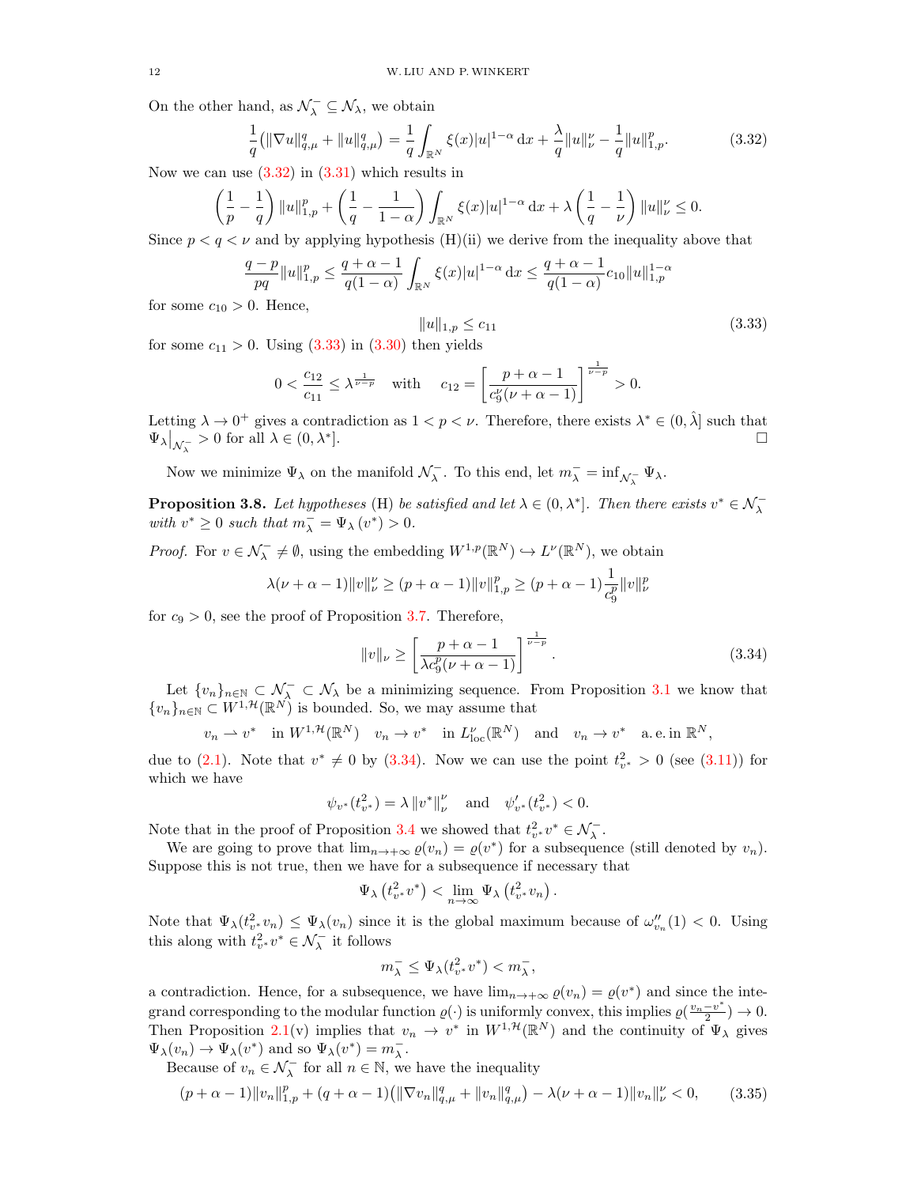On the other hand, as $\mathcal{N}_\lambda^- \subseteq \mathcal{N}_\lambda$, we obtain

$$\frac{1}{q}\big(\|\nabla u\|_{q,\mu}^q + \|u\|_{q,\mu}^q\big) = \frac{1}{q}\int_{\mathbb{R}^N} \xi(x)|u|^{1-\alpha}\,\mathrm{d}x + \frac{\lambda}{q}\|u\|_\nu^\nu - \frac{1}{q}\|u\|_{1,p}^p. \tag{3.32}$$

Now we can use (3.32) in (3.31) which results in

$$\left(\frac{1}{p}-\frac{1}{q}\right)\|u\|_{1,p}^p + \left(\frac{1}{q}-\frac{1}{1-\alpha}\right)\int_{\mathbb{R}^N}\xi(x)|u|^{1-\alpha}\,\mathrm{d}x + \lambda\left(\frac{1}{q}-\frac{1}{\nu}\right)\|u\|_\nu^\nu \le 0.$$

Since $p<q<\nu$ and by applying hypothesis (H)(ii) we derive from the inequality above that

$$\frac{q-p}{pq}\|u\|_{1,p}^p \le \frac{q+\alpha-1}{q(1-\alpha)}\int_{\mathbb{R}^N}\xi(x)|u|^{1-\alpha}\,\mathrm{d}x \le \frac{q+\alpha-1}{q(1-\alpha)}c_{10}\|u\|_{1,p}^{1-\alpha}$$

for some $c_{10}>0$. Hence,

$$\|u\|_{1,p} \le c_{11} \tag{3.33}$$

for some $c_{11}>0$. Using (3.33) in (3.30) then yields

$$0<\frac{c_{12}}{c_{11}} \le \lambda^{\frac{1}{\nu-p}} \quad \text{with} \quad c_{12} = \left[\frac{p+\alpha-1}{c_9^\nu(\nu+\alpha-1)}\right]^{\frac{1}{\nu-p}}>0.$$

Letting $\lambda\to 0^+$ gives a contradiction as $1<p<\nu$. Therefore, there exists $\lambda^*\in(0,\hat{\lambda}]$ such that $\Psi_\lambda\big|_{\mathcal{N}_\lambda^-}>0$ for all $\lambda\in(0,\lambda^*]$. □

Now we minimize $\Psi_\lambda$ on the manifold $\mathcal{N}_\lambda^-$. To this end, let $m_\lambda^- = \inf_{\mathcal{N}_\lambda^-}\Psi_\lambda$.

**Proposition 3.8.** *Let hypotheses* (H) *be satisfied and let $\lambda\in(0,\lambda^*]$. Then there exists $v^*\in\mathcal{N}_\lambda^-$ with $v^*\ge 0$ such that $m_\lambda^- = \Psi_\lambda(v^*)>0$.*

*Proof.* For $v\in\mathcal{N}_\lambda^-\neq\emptyset$, using the embedding $W^{1,p}(\mathbb{R}^N)\hookrightarrow L^\nu(\mathbb{R}^N)$, we obtain

$$\lambda(\nu+\alpha-1)\|v\|_\nu^\nu \ge (p+\alpha-1)\|v\|_{1,p}^p \ge (p+\alpha-1)\frac{1}{c_9^p}\|v\|_\nu^p$$

for $c_9>0$, see the proof of Proposition 3.7. Therefore,

$$\|v\|_\nu \ge \left[\frac{p+\alpha-1}{\lambda c_9^p(\nu+\alpha-1)}\right]^{\frac{1}{\nu-p}}. \tag{3.34}$$

Let $\{v_n\}_{n\in\mathbb{N}}\subset\mathcal{N}_\lambda^-\subset\mathcal{N}_\lambda$ be a minimizing sequence. From Proposition 3.1 we know that $\{v_n\}_{n\in\mathbb{N}}\subset W^{1,\mathcal{H}}(\mathbb{R}^N)$ is bounded. So, we may assume that

$$v_n \rightharpoonup v^* \quad \text{in } W^{1,\mathcal{H}}(\mathbb{R}^N) \quad v_n\to v^* \quad \text{in } L^\nu_{\mathrm{loc}}(\mathbb{R}^N) \quad \text{and} \quad v_n\to v^* \quad \text{a.e. in } \mathbb{R}^N,$$

due to (2.1). Note that $v^*\neq 0$ by (3.34). Now we can use the point $t_{v^*}^2>0$ (see (3.11)) for which we have

$$\psi_{v^*}(t_{v^*}^2) = \lambda\|v^*\|_\nu^\nu \quad \text{and} \quad \psi_{v^*}'(t_{v^*}^2)<0.$$

Note that in the proof of Proposition 3.4 we showed that $t_{v^*}^2 v^*\in\mathcal{N}_\lambda^-$.

We are going to prove that $\lim_{n\to+\infty}\varrho(v_n)=\varrho(v^*)$ for a subsequence (still denoted by $v_n$). Suppose this is not true, then we have for a subsequence if necessary that

$$\Psi_\lambda\left(t_{v^*}^2 v^*\right) < \lim_{n\to\infty}\Psi_\lambda\left(t_{v^*}^2 v_n\right).$$

Note that $\Psi_\lambda(t_{v^*}^2 v_n)\le\Psi_\lambda(v_n)$ since it is the global maximum because of $\omega_{v_n}''(1)<0$. Using this along with $t_{v^*}^2 v^*\in\mathcal{N}_\lambda^-$ it follows

$$m_\lambda^- \le \Psi_\lambda(t_{v^*}^2 v^*) < m_\lambda^-,$$

a contradiction. Hence, for a subsequence, we have $\lim_{n\to+\infty}\varrho(v_n)=\varrho(v^*)$ and since the integrand corresponding to the modular function $\varrho(\cdot)$ is uniformly convex, this implies $\varrho(\frac{v_n-v^*}{2})\to 0$. Then Proposition 2.1(v) implies that $v_n\to v^*$ in $W^{1,\mathcal{H}}(\mathbb{R}^N)$ and the continuity of $\Psi_\lambda$ gives $\Psi_\lambda(v_n)\to\Psi_\lambda(v^*)$ and so $\Psi_\lambda(v^*)=m_\lambda^-$.

Because of $v_n\in\mathcal{N}_\lambda^-$ for all $n\in\mathbb{N}$, we have the inequality

$$(p+\alpha-1)\|v_n\|_{1,p}^p + (q+\alpha-1)\big(\|\nabla v_n\|_{q,\mu}^q + \|v_n\|_{q,\mu}^q\big) - \lambda(\nu+\alpha-1)\|v_n\|_\nu^\nu < 0, \tag{3.35}$$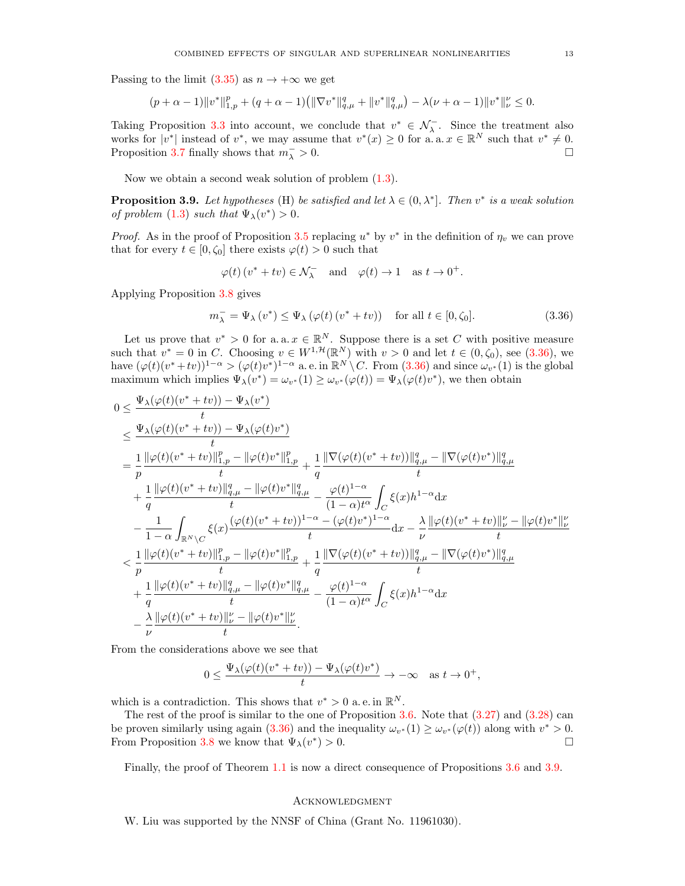Passing to the limit (3.35) as $n \to +\infty$ we get

$$
(p+\alpha-1)\|v^*\|_{1,p}^p + (q+\alpha-1)\big(\|\nabla v^*\|_{q,\mu}^q + \|v^*\|_{q,\mu}^q\big) - \lambda(\nu+\alpha-1)\|v^*\|_\nu^\nu \leq 0.
$$

Taking Proposition 3.3 into account, we conclude that $v^* \in \mathcal{N}_\lambda^-$. Since the treatment also works for $|v^*|$ instead of $v^*$, we may assume that $v^*(x) \geq 0$ for a. a. $x \in \mathbb{R}^N$ such that $v^* \neq 0$. Proposition 3.7 finally shows that $m_\lambda^- > 0$. □

Now we obtain a second weak solution of problem (1.3).

**Proposition 3.9.** *Let hypotheses* (H) *be satisfied and let $\lambda \in (0, \lambda^*]$. Then $v^*$ is a weak solution of problem* (1.3) *such that $\Psi_\lambda(v^*) > 0$.*

*Proof.* As in the proof of Proposition 3.5 replacing $u^*$ by $v^*$ in the definition of $\eta_v$ we can prove that for every $t \in [0, \zeta_0]$ there exists $\varphi(t) > 0$ such that

$$
\varphi(t)\,(v^* + tv) \in \mathcal{N}_\lambda^- \quad \text{and} \quad \varphi(t) \to 1 \quad \text{as } t \to 0^+.
$$

Applying Proposition 3.8 gives

$$
m_\lambda^- = \Psi_\lambda(v^*) \leq \Psi_\lambda(\varphi(t)(v^* + tv)) \quad \text{for all } t \in [0, \zeta_0]. \tag{3.36}
$$

Let us prove that $v^* > 0$ for a. a. $x \in \mathbb{R}^N$. Suppose there is a set $C$ with positive measure such that $v^* = 0$ in $C$. Choosing $v \in W^{1,\mathcal{H}}(\mathbb{R}^N)$ with $v > 0$ and let $t \in (0, \zeta_0)$, see (3.36), we have $(\varphi(t)(v^*+tv))^{1-\alpha} > (\varphi(t)v^*)^{1-\alpha}$ a. e. in $\mathbb{R}^N \setminus C$. From (3.36) and since $\omega_{v^*}(1)$ is the global maximum which implies $\Psi_\lambda(v^*) = \omega_{v^*}(1) \geq \omega_{v^*}(\varphi(t)) = \Psi_\lambda(\varphi(t)v^*)$, we then obtain

$$
\begin{aligned}
0 &\leq \frac{\Psi_\lambda(\varphi(t)(v^*+tv)) - \Psi_\lambda(v^*)}{t} \\
&\leq \frac{\Psi_\lambda(\varphi(t)(v^*+tv)) - \Psi_\lambda(\varphi(t)v^*)}{t} \\
&= \frac{1}{p}\frac{\|\varphi(t)(v^*+tv)\|_{1,p}^p - \|\varphi(t)v^*\|_{1,p}^p}{t} + \frac{1}{q}\frac{\|\nabla(\varphi(t)(v^*+tv))\|_{q,\mu}^q - \|\nabla(\varphi(t)v^*)\|_{q,\mu}^q}{t} \\
&\quad + \frac{1}{q}\frac{\|\varphi(t)(v^*+tv)\|_{q,\mu}^q - \|\varphi(t)v^*\|_{q,\mu}^q}{t} - \frac{\varphi(t)^{1-\alpha}}{(1-\alpha)t^\alpha}\int_C \xi(x) h^{1-\alpha}\,\mathrm{d}x \\
&\quad - \frac{1}{1-\alpha}\int_{\mathbb{R}^N\setminus C} \xi(x)\frac{(\varphi(t)(v^*+tv))^{1-\alpha} - (\varphi(t)v^*)^{1-\alpha}}{t}\,\mathrm{d}x - \frac{\lambda}{\nu}\frac{\|\varphi(t)(v^*+tv)\|_\nu^\nu - \|\varphi(t)v^*\|_\nu^\nu}{t} \\
&< \frac{1}{p}\frac{\|\varphi(t)(v^*+tv)\|_{1,p}^p - \|\varphi(t)v^*\|_{1,p}^p}{t} + \frac{1}{q}\frac{\|\nabla(\varphi(t)(v^*+tv))\|_{q,\mu}^q - \|\nabla(\varphi(t)v^*)\|_{q,\mu}^q}{t} \\
&\quad + \frac{1}{q}\frac{\|\varphi(t)(v^*+tv)\|_{q,\mu}^q - \|\varphi(t)v^*\|_{q,\mu}^q}{t} - \frac{\varphi(t)^{1-\alpha}}{(1-\alpha)t^\alpha}\int_C \xi(x) h^{1-\alpha}\,\mathrm{d}x \\
&\quad - \frac{\lambda}{\nu}\frac{\|\varphi(t)(v^*+tv)\|_\nu^\nu - \|\varphi(t)v^*\|_\nu^\nu}{t}.
\end{aligned}
$$

From the considerations above we see that

$$
0 \leq \frac{\Psi_\lambda(\varphi(t)(v^*+tv)) - \Psi_\lambda(\varphi(t)v^*)}{t} \to -\infty \quad \text{as } t \to 0^+,
$$

which is a contradiction. This shows that $v^* > 0$ a. e. in $\mathbb{R}^N$.

The rest of the proof is similar to the one of Proposition 3.6. Note that (3.27) and (3.28) can be proven similarly using again (3.36) and the inequality $\omega_{v^*}(1) \geq \omega_{v^*}(\varphi(t))$ along with $v^* > 0$. From Proposition 3.8 we know that $\Psi_\lambda(v^*) > 0$. □

Finally, the proof of Theorem 1.1 is now a direct consequence of Propositions 3.6 and 3.9.

## Acknowledgment

W. Liu was supported by the NNSF of China (Grant No. 11961030).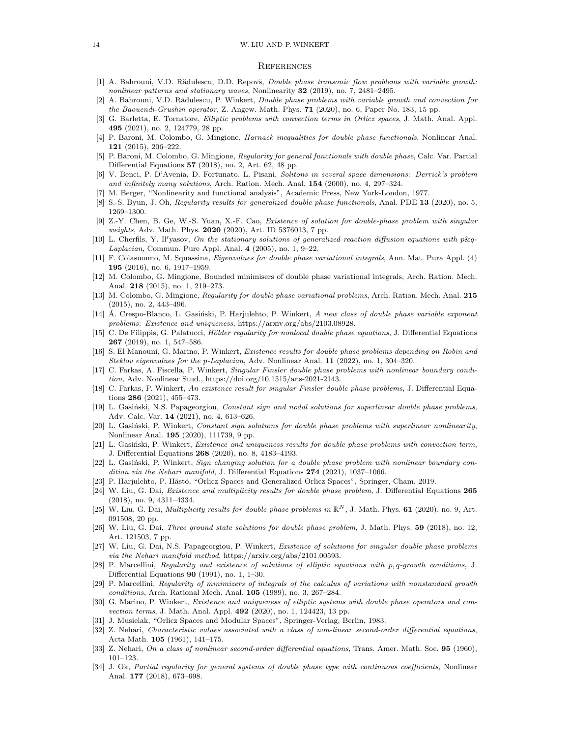## References

[1] A. Bahrouni, V.D. Rădulescu, D.D. Repovš, *Double phase transonic flow problems with variable growth: nonlinear patterns and stationary waves*, Nonlinearity **32** (2019), no. 7, 2481–2495.

[2] A. Bahrouni, V.D. Rădulescu, P. Winkert, *Double phase problems with variable growth and convection for the Baouendi-Grushin operator*, Z. Angew. Math. Phys. **71** (2020), no. 6, Paper No. 183, 15 pp.

[3] G. Barletta, E. Tornatore, *Elliptic problems with convection terms in Orlicz spaces*, J. Math. Anal. Appl. **495** (2021), no. 2, 124779, 28 pp.

[4] P. Baroni, M. Colombo, G. Mingione, *Harnack inequalities for double phase functionals*, Nonlinear Anal. **121** (2015), 206–222.

[5] P. Baroni, M. Colombo, G. Mingione, *Regularity for general functionals with double phase*, Calc. Var. Partial Differential Equations **57** (2018), no. 2, Art. 62, 48 pp.

[6] V. Benci, P. D'Avenia, D. Fortunato, L. Pisani, *Solitons in several space dimensions: Derrick's problem and infinitely many solutions*, Arch. Ration. Mech. Anal. **154** (2000), no. 4, 297–324.

[7] M. Berger, "Nonlinearity and functional analysis", Academic Press, New York-London, 1977.

[8] S.-S. Byun, J. Oh, *Regularity results for generalized double phase functionals*, Anal. PDE **13** (2020), no. 5, 1269–1300.

[9] Z.-Y. Chen, B. Ge, W.-S. Yuan, X.-F. Cao, *Existence of solution for double-phase problem with singular weights*, Adv. Math. Phys. **2020** (2020), Art. ID 5376013, 7 pp.

[10] L. Cherfils, Y. Il′yasov, *On the stationary solutions of generalized reaction diffusion equations with p&q-Laplacian*, Commun. Pure Appl. Anal. **4** (2005), no. 1, 9–22.

[11] F. Colasuonno, M. Squassina, *Eigenvalues for double phase variational integrals*, Ann. Mat. Pura Appl. (4) **195** (2016), no. 6, 1917–1959.

[12] M. Colombo, G. Mingione, Bounded minimisers of double phase variational integrals, Arch. Ration. Mech. Anal. **218** (2015), no. 1, 219–273.

[13] M. Colombo, G. Mingione, *Regularity for double phase variational problems*, Arch. Ration. Mech. Anal. **215** (2015), no. 2, 443–496.

[14] Á. Crespo-Blanco, L. Gasiński, P. Harjulehto, P. Winkert, *A new class of double phase variable exponent problems: Existence and uniqueness*, https://arxiv.org/abs/2103.08928.

[15] C. De Filippis, G. Palatucci, *Hölder regularity for nonlocal double phase equations*, J. Differential Equations **267** (2019), no. 1, 547–586.

[16] S. El Manouni, G. Marino, P. Winkert, *Existence results for double phase problems depending on Robin and Steklov eigenvalues for the p-Laplacian*, Adv. Nonlinear Anal. **11** (2022), no. 1, 304–320.

[17] C. Farkas, A. Fiscella, P. Winkert, *Singular Finsler double phase problems with nonlinear boundary condition*, Adv. Nonlinear Stud., https://doi.org/10.1515/ans-2021-2143.

[18] C. Farkas, P. Winkert, *An existence result for singular Finsler double phase problems*, J. Differential Equations **286** (2021), 455–473.

[19] L. Gasiński, N.S. Papageorgiou, *Constant sign and nodal solutions for superlinear double phase problems*, Adv. Calc. Var. **14** (2021), no. 4, 613–626.

[20] L. Gasiński, P. Winkert, *Constant sign solutions for double phase problems with superlinear nonlinearity*, Nonlinear Anal. **195** (2020), 111739, 9 pp.

[21] L. Gasiński, P. Winkert, *Existence and uniqueness results for double phase problems with convection term*, J. Differential Equations **268** (2020), no. 8, 4183–4193.

[22] L. Gasiński, P. Winkert, *Sign changing solution for a double phase problem with nonlinear boundary condition via the Nehari manifold*, J. Differential Equations **274** (2021), 1037–1066.

[23] P. Harjulehto, P. Hästö, "Orlicz Spaces and Generalized Orlicz Spaces", Springer, Cham, 2019.

[24] W. Liu, G. Dai, *Existence and multiplicity results for double phase problem*, J. Differential Equations **265** (2018), no. 9, 4311–4334.

[25] W. Liu, G. Dai, *Multiplicity results for double phase problems in* $\mathbb{R}^N$, J. Math. Phys. **61** (2020), no. 9, Art. 091508, 20 pp.

[26] W. Liu, G. Dai, *Three ground state solutions for double phase problem*, J. Math. Phys. **59** (2018), no. 12, Art. 121503, 7 pp.

[27] W. Liu, G. Dai, N.S. Papageorgiou, P. Winkert, *Existence of solutions for singular double phase problems via the Nehari manifold method*, https://arxiv.org/abs/2101.00593.

[28] P. Marcellini, *Regularity and existence of solutions of elliptic equations with p, q-growth conditions*, J. Differential Equations **90** (1991), no. 1, 1–30.

[29] P. Marcellini, *Regularity of minimizers of integrals of the calculus of variations with nonstandard growth conditions*, Arch. Rational Mech. Anal. **105** (1989), no. 3, 267–284.

[30] G. Marino, P. Winkert, *Existence and uniqueness of elliptic systems with double phase operators and convection terms*, J. Math. Anal. Appl. **492** (2020), no. 1, 124423, 13 pp.

[31] J. Musielak, "Orlicz Spaces and Modular Spaces", Springer-Verlag, Berlin, 1983.

[32] Z. Nehari, *Characteristic values associated with a class of non-linear second-order differential equations*, Acta Math. **105** (1961), 141–175.

[33] Z. Nehari, *On a class of nonlinear second-order differential equations*, Trans. Amer. Math. Soc. **95** (1960), 101–123.

[34] J. Ok, *Partial regularity for general systems of double phase type with continuous coefficients*, Nonlinear Anal. **177** (2018), 673–698.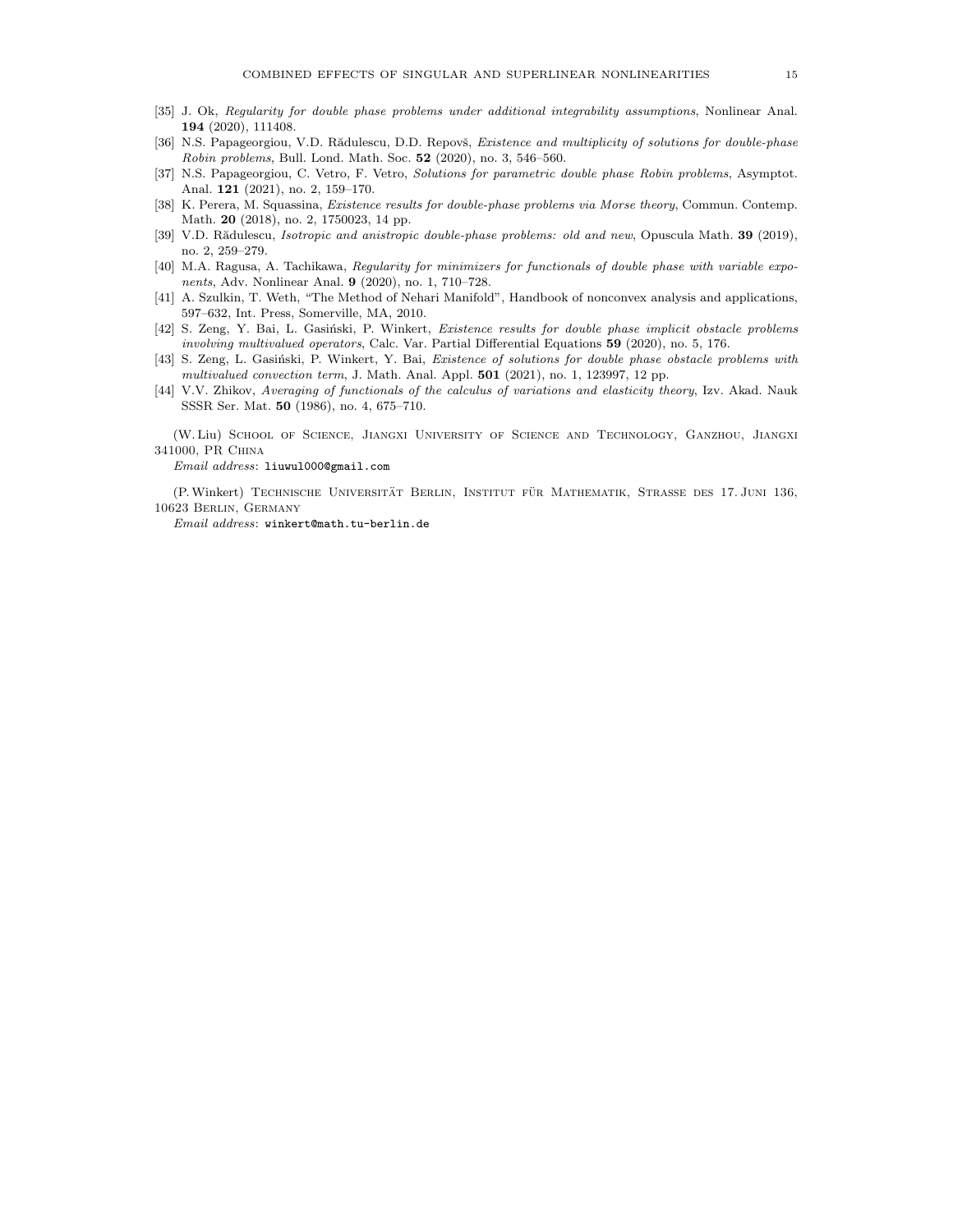[35] J. Ok, *Regularity for double phase problems under additional integrability assumptions*, Nonlinear Anal. **194** (2020), 111408.

[36] N.S. Papageorgiou, V.D. Rădulescu, D.D. Repovš, *Existence and multiplicity of solutions for double-phase Robin problems*, Bull. Lond. Math. Soc. **52** (2020), no. 3, 546–560.

[37] N.S. Papageorgiou, C. Vetro, F. Vetro, *Solutions for parametric double phase Robin problems*, Asymptot. Anal. **121** (2021), no. 2, 159–170.

[38] K. Perera, M. Squassina, *Existence results for double-phase problems via Morse theory*, Commun. Contemp. Math. **20** (2018), no. 2, 1750023, 14 pp.

[39] V.D. Rădulescu, *Isotropic and anistropic double-phase problems: old and new*, Opuscula Math. **39** (2019), no. 2, 259–279.

[40] M.A. Ragusa, A. Tachikawa, *Regularity for minimizers for functionals of double phase with variable exponents*, Adv. Nonlinear Anal. **9** (2020), no. 1, 710–728.

[41] A. Szulkin, T. Weth, "The Method of Nehari Manifold", Handbook of nonconvex analysis and applications, 597–632, Int. Press, Somerville, MA, 2010.

[42] S. Zeng, Y. Bai, L. Gasiński, P. Winkert, *Existence results for double phase implicit obstacle problems involving multivalued operators*, Calc. Var. Partial Differential Equations **59** (2020), no. 5, 176.

[43] S. Zeng, L. Gasiński, P. Winkert, Y. Bai, *Existence of solutions for double phase obstacle problems with multivalued convection term*, J. Math. Anal. Appl. **501** (2021), no. 1, 123997, 12 pp.

[44] V.V. Zhikov, *Averaging of functionals of the calculus of variations and elasticity theory*, Izv. Akad. Nauk SSSR Ser. Mat. **50** (1986), no. 4, 675–710.

(W. Liu) School of Science, Jiangxi University of Science and Technology, Ganzhou, Jiangxi 341000, PR China

*Email address*: liuwul000@gmail.com

(P. Winkert) Technische Universität Berlin, Institut für Mathematik, Strasse des 17. Juni 136, 10623 Berlin, Germany

*Email address*: winkert@math.tu-berlin.de